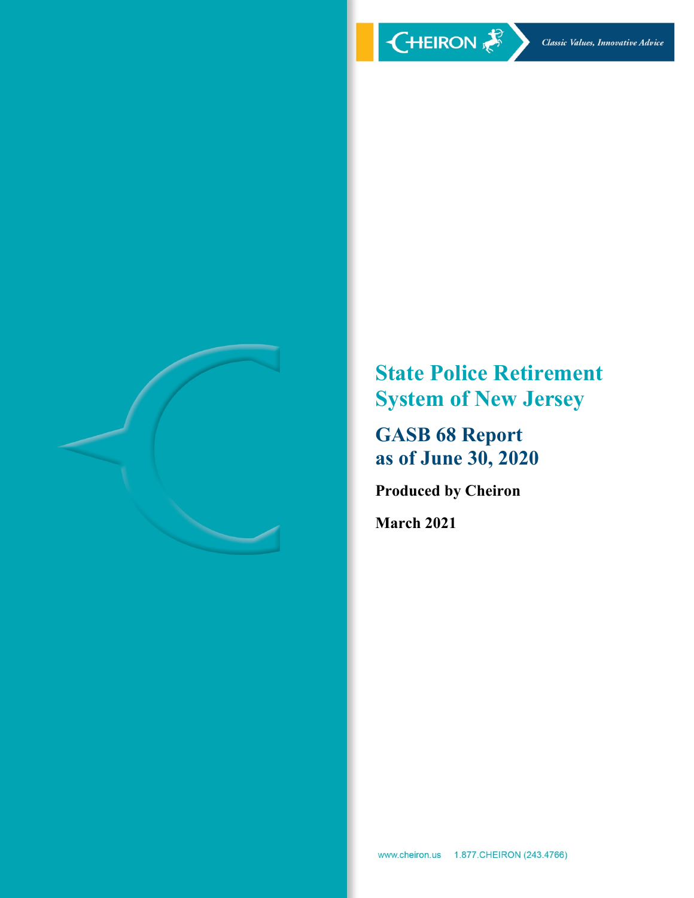CHEIRON

*Classic Values, Innovative Advice*

# State Police Retirement System of New Jersey

## GASB 68 Report as of June 30, 2020

**Produced by Cheiron**

**March 2021**

www.cheiron.us 1.877.CHEIRON (243.4766)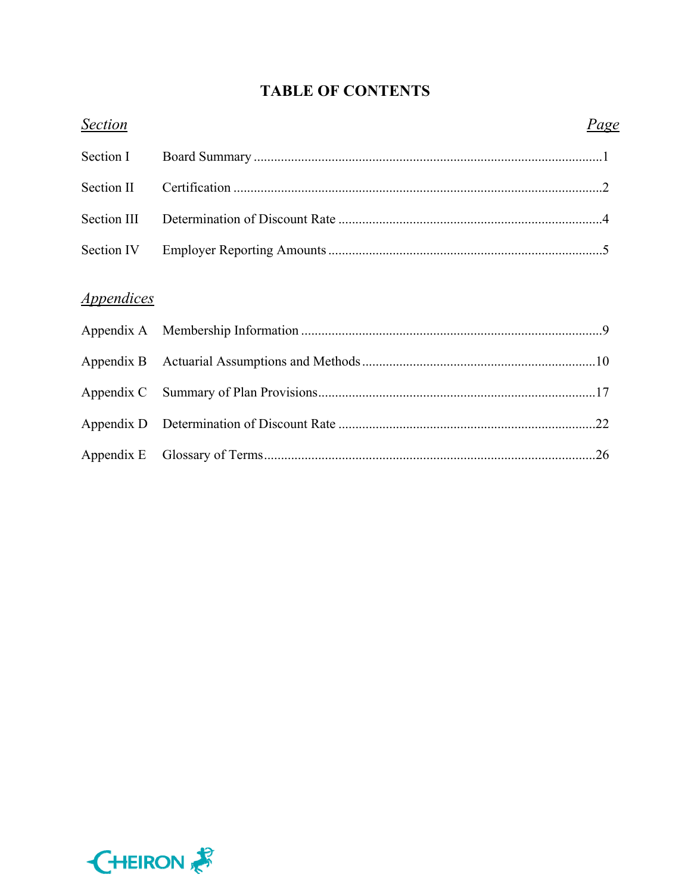# TABLE OF CONTENTS

| *Section* | | *Page* |
|---|---|---|
| Section I | Board Summary | 1 |
| Section II | Certification | 2 |
| Section III | Determination of Discount Rate | 4 |
| Section IV | Employer Reporting Amounts | 5 |

| *Appendices* | | |
|---|---|---|
| Appendix A | Membership Information | 9 |
| Appendix B | Actuarial Assumptions and Methods | 10 |
| Appendix C | Summary of Plan Provisions | 17 |
| Appendix D | Determination of Discount Rate | 22 |
| Appendix E | Glossary of Terms | 26 |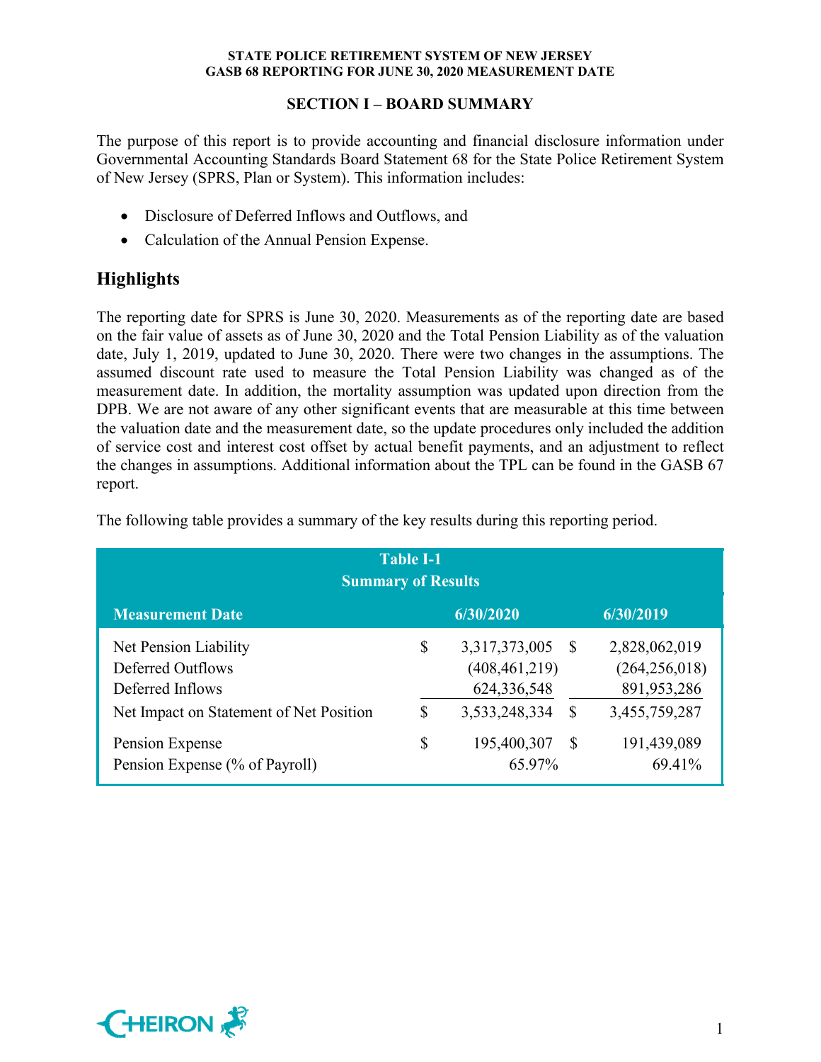## SECTION I – BOARD SUMMARY

The purpose of this report is to provide accounting and financial disclosure information under Governmental Accounting Standards Board Statement 68 for the State Police Retirement System of New Jersey (SPRS, Plan or System). This information includes:

- Disclosure of Deferred Inflows and Outflows, and
- Calculation of the Annual Pension Expense.

## Highlights

The reporting date for SPRS is June 30, 2020. Measurements as of the reporting date are based on the fair value of assets as of June 30, 2020 and the Total Pension Liability as of the valuation date, July 1, 2019, updated to June 30, 2020. There were two changes in the assumptions. The assumed discount rate used to measure the Total Pension Liability was changed as of the measurement date. In addition, the mortality assumption was updated upon direction from the DPB. We are not aware of any other significant events that are measurable at this time between the valuation date and the measurement date, so the update procedures only included the addition of service cost and interest cost offset by actual benefit payments, and an adjustment to reflect the changes in assumptions. Additional information about the TPL can be found in the GASB 67 report.

The following table provides a summary of the key results during this reporting period.

**Table I-1**
**Summary of Results**

| Measurement Date | 6/30/2020 | 6/30/2019 |
|---|---|---|
| Net Pension Liability | $ 3,317,373,005 | $ 2,828,062,019 |
| Deferred Outflows | (408,461,219) | (264,256,018) |
| Deferred Inflows | 624,336,548 | 891,953,286 |
| Net Impact on Statement of Net Position | $ 3,533,248,334 | $ 3,455,759,287 |
| Pension Expense | $ 195,400,307 | $ 191,439,089 |
| Pension Expense (% of Payroll) | 65.97% | 69.41% |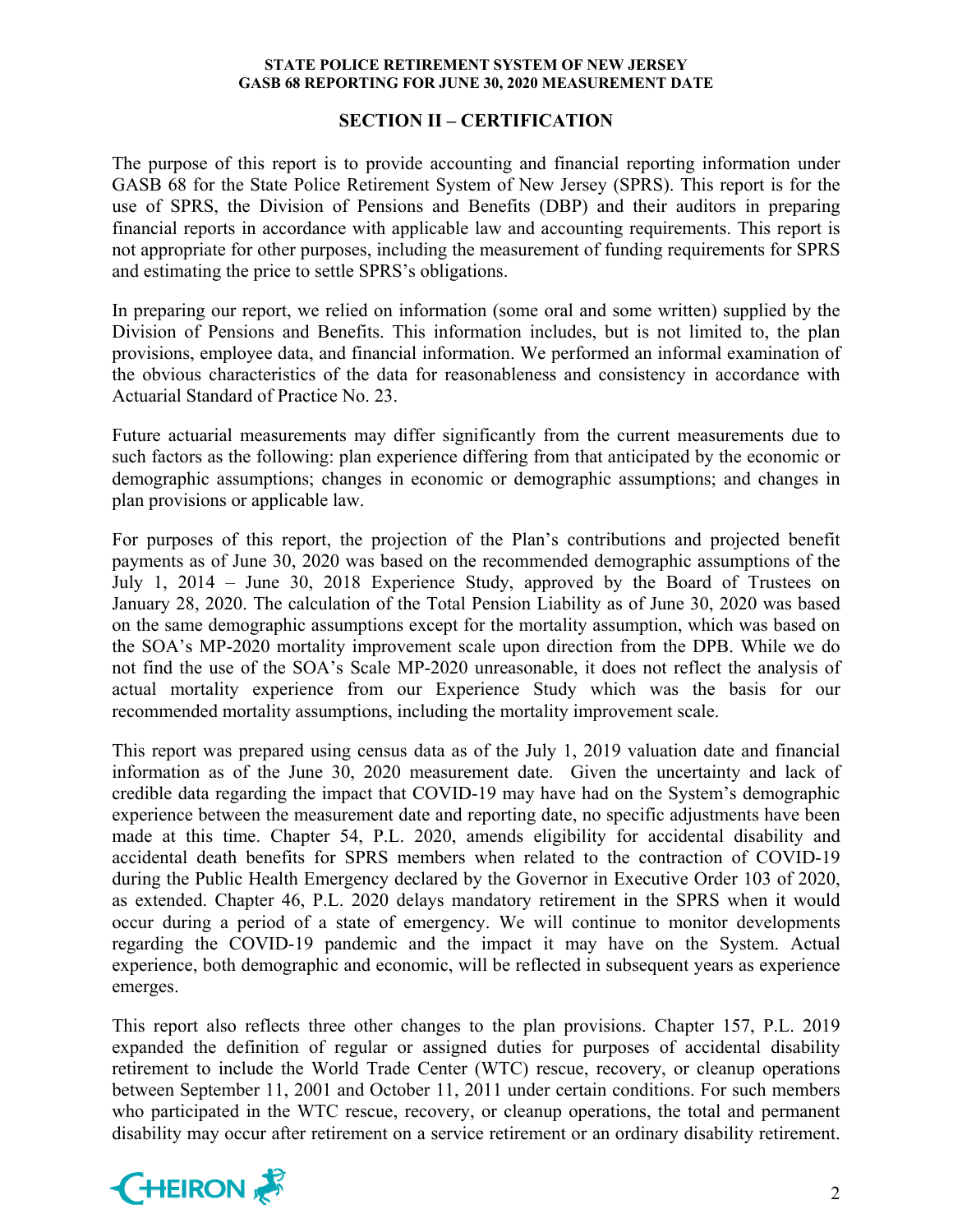## SECTION II – CERTIFICATION

The purpose of this report is to provide accounting and financial reporting information under GASB 68 for the State Police Retirement System of New Jersey (SPRS). This report is for the use of SPRS, the Division of Pensions and Benefits (DBP) and their auditors in preparing financial reports in accordance with applicable law and accounting requirements. This report is not appropriate for other purposes, including the measurement of funding requirements for SPRS and estimating the price to settle SPRS's obligations.

In preparing our report, we relied on information (some oral and some written) supplied by the Division of Pensions and Benefits. This information includes, but is not limited to, the plan provisions, employee data, and financial information. We performed an informal examination of the obvious characteristics of the data for reasonableness and consistency in accordance with Actuarial Standard of Practice No. 23.

Future actuarial measurements may differ significantly from the current measurements due to such factors as the following: plan experience differing from that anticipated by the economic or demographic assumptions; changes in economic or demographic assumptions; and changes in plan provisions or applicable law.

For purposes of this report, the projection of the Plan's contributions and projected benefit payments as of June 30, 2020 was based on the recommended demographic assumptions of the July 1, 2014 – June 30, 2018 Experience Study, approved by the Board of Trustees on January 28, 2020. The calculation of the Total Pension Liability as of June 30, 2020 was based on the same demographic assumptions except for the mortality assumption, which was based on the SOA's MP-2020 mortality improvement scale upon direction from the DPB. While we do not find the use of the SOA's Scale MP-2020 unreasonable, it does not reflect the analysis of actual mortality experience from our Experience Study which was the basis for our recommended mortality assumptions, including the mortality improvement scale.

This report was prepared using census data as of the July 1, 2019 valuation date and financial information as of the June 30, 2020 measurement date. Given the uncertainty and lack of credible data regarding the impact that COVID-19 may have had on the System's demographic experience between the measurement date and reporting date, no specific adjustments have been made at this time. Chapter 54, P.L. 2020, amends eligibility for accidental disability and accidental death benefits for SPRS members when related to the contraction of COVID-19 during the Public Health Emergency declared by the Governor in Executive Order 103 of 2020, as extended. Chapter 46, P.L. 2020 delays mandatory retirement in the SPRS when it would occur during a period of a state of emergency. We will continue to monitor developments regarding the COVID-19 pandemic and the impact it may have on the System. Actual experience, both demographic and economic, will be reflected in subsequent years as experience emerges.

This report also reflects three other changes to the plan provisions. Chapter 157, P.L. 2019 expanded the definition of regular or assigned duties for purposes of accidental disability retirement to include the World Trade Center (WTC) rescue, recovery, or cleanup operations between September 11, 2001 and October 11, 2011 under certain conditions. For such members who participated in the WTC rescue, recovery, or cleanup operations, the total and permanent disability may occur after retirement on a service retirement or an ordinary disability retirement.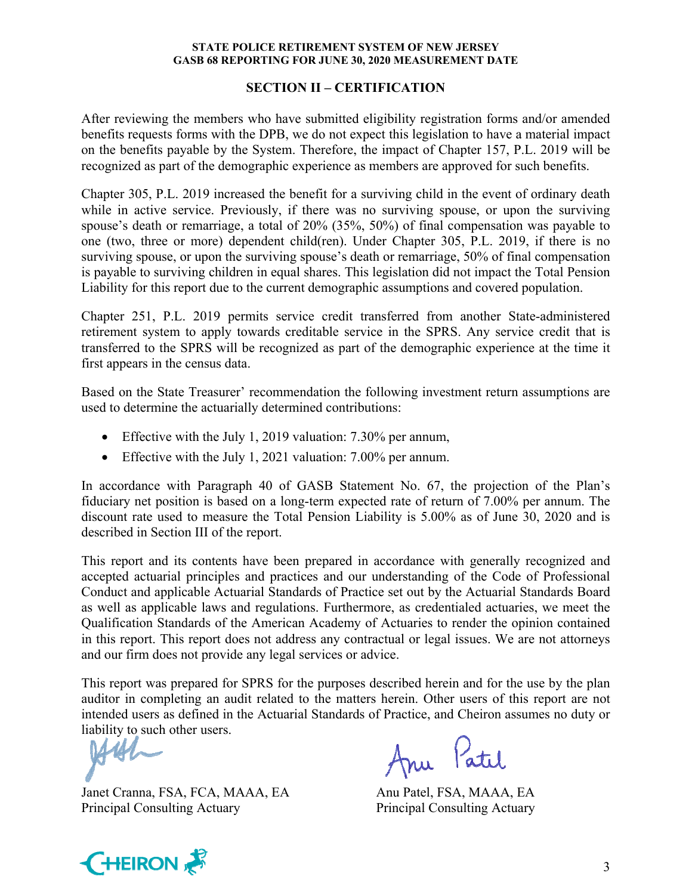## SECTION II – CERTIFICATION

After reviewing the members who have submitted eligibility registration forms and/or amended benefits requests forms with the DPB, we do not expect this legislation to have a material impact on the benefits payable by the System. Therefore, the impact of Chapter 157, P.L. 2019 will be recognized as part of the demographic experience as members are approved for such benefits.

Chapter 305, P.L. 2019 increased the benefit for a surviving child in the event of ordinary death while in active service. Previously, if there was no surviving spouse, or upon the surviving spouse's death or remarriage, a total of 20% (35%, 50%) of final compensation was payable to one (two, three or more) dependent child(ren). Under Chapter 305, P.L. 2019, if there is no surviving spouse, or upon the surviving spouse's death or remarriage, 50% of final compensation is payable to surviving children in equal shares. This legislation did not impact the Total Pension Liability for this report due to the current demographic assumptions and covered population.

Chapter 251, P.L. 2019 permits service credit transferred from another State-administered retirement system to apply towards creditable service in the SPRS. Any service credit that is transferred to the SPRS will be recognized as part of the demographic experience at the time it first appears in the census data.

Based on the State Treasurer' recommendation the following investment return assumptions are used to determine the actuarially determined contributions:

- Effective with the July 1, 2019 valuation: 7.30% per annum,
- Effective with the July 1, 2021 valuation: 7.00% per annum.

In accordance with Paragraph 40 of GASB Statement No. 67, the projection of the Plan's fiduciary net position is based on a long-term expected rate of return of 7.00% per annum. The discount rate used to measure the Total Pension Liability is 5.00% as of June 30, 2020 and is described in Section III of the report.

This report and its contents have been prepared in accordance with generally recognized and accepted actuarial principles and practices and our understanding of the Code of Professional Conduct and applicable Actuarial Standards of Practice set out by the Actuarial Standards Board as well as applicable laws and regulations. Furthermore, as credentialed actuaries, we meet the Qualification Standards of the American Academy of Actuaries to render the opinion contained in this report. This report does not address any contractual or legal issues. We are not attorneys and our firm does not provide any legal services or advice.

This report was prepared for SPRS for the purposes described herein and for the use by the plan auditor in completing an audit related to the matters herein. Other users of this report are not intended users as defined in the Actuarial Standards of Practice, and Cheiron assumes no duty or liability to such other users.

Janet Cranna, FSA, FCA, MAAA, EA
Principal Consulting Actuary

Anu Patel, FSA, MAAA, EA
Principal Consulting Actuary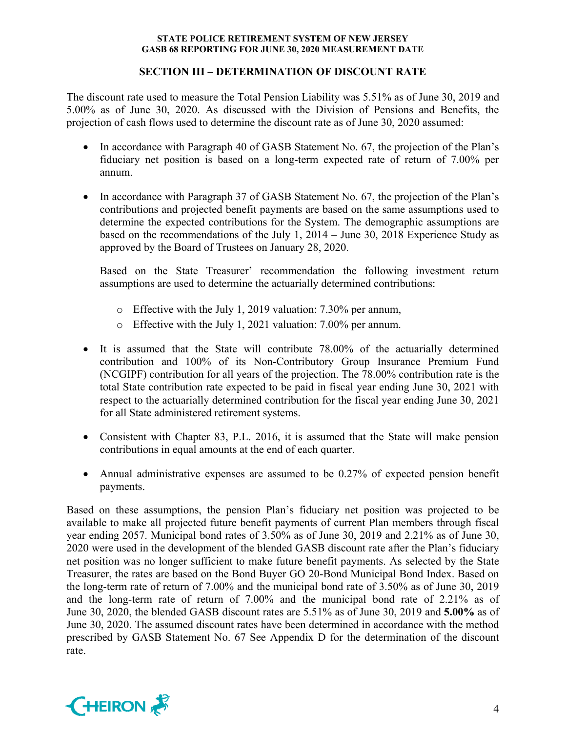## SECTION III – DETERMINATION OF DISCOUNT RATE

The discount rate used to measure the Total Pension Liability was 5.51% as of June 30, 2019 and 5.00% as of June 30, 2020. As discussed with the Division of Pensions and Benefits, the projection of cash flows used to determine the discount rate as of June 30, 2020 assumed:

- In accordance with Paragraph 40 of GASB Statement No. 67, the projection of the Plan's fiduciary net position is based on a long-term expected rate of return of 7.00% per annum.
- In accordance with Paragraph 37 of GASB Statement No. 67, the projection of the Plan's contributions and projected benefit payments are based on the same assumptions used to determine the expected contributions for the System. The demographic assumptions are based on the recommendations of the July 1, 2014 – June 30, 2018 Experience Study as approved by the Board of Trustees on January 28, 2020.

  Based on the State Treasurer' recommendation the following investment return assumptions are used to determine the actuarially determined contributions:

  - Effective with the July 1, 2019 valuation: 7.30% per annum,
  - Effective with the July 1, 2021 valuation: 7.00% per annum.
- It is assumed that the State will contribute 78.00% of the actuarially determined contribution and 100% of its Non-Contributory Group Insurance Premium Fund (NCGIPF) contribution for all years of the projection. The 78.00% contribution rate is the total State contribution rate expected to be paid in fiscal year ending June 30, 2021 with respect to the actuarially determined contribution for the fiscal year ending June 30, 2021 for all State administered retirement systems.
- Consistent with Chapter 83, P.L. 2016, it is assumed that the State will make pension contributions in equal amounts at the end of each quarter.
- Annual administrative expenses are assumed to be 0.27% of expected pension benefit payments.

Based on these assumptions, the pension Plan's fiduciary net position was projected to be available to make all projected future benefit payments of current Plan members through fiscal year ending 2057. Municipal bond rates of 3.50% as of June 30, 2019 and 2.21% as of June 30, 2020 were used in the development of the blended GASB discount rate after the Plan's fiduciary net position was no longer sufficient to make future benefit payments. As selected by the State Treasurer, the rates are based on the Bond Buyer GO 20-Bond Municipal Bond Index. Based on the long-term rate of return of 7.00% and the municipal bond rate of 3.50% as of June 30, 2019 and the long-term rate of return of 7.00% and the municipal bond rate of 2.21% as of June 30, 2020, the blended GASB discount rates are 5.51% as of June 30, 2019 and **5.00%** as of June 30, 2020. The assumed discount rates have been determined in accordance with the method prescribed by GASB Statement No. 67 See Appendix D for the determination of the discount rate.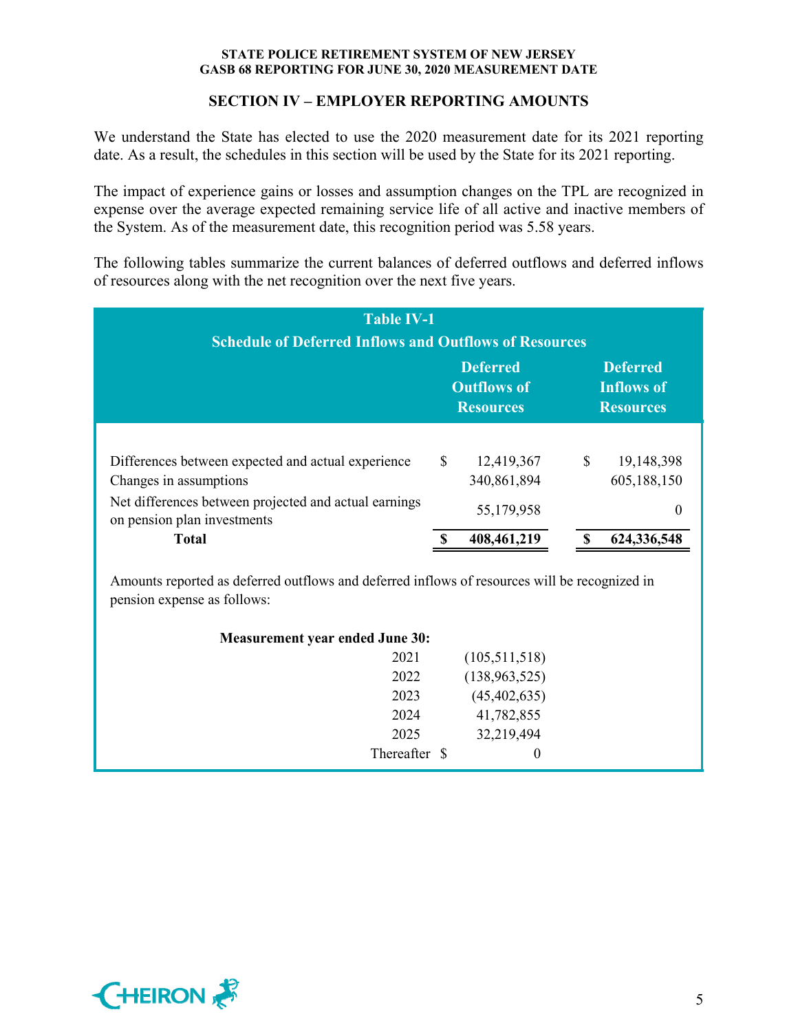## SECTION IV – EMPLOYER REPORTING AMOUNTS

We understand the State has elected to use the 2020 measurement date for its 2021 reporting date. As a result, the schedules in this section will be used by the State for its 2021 reporting.

The impact of experience gains or losses and assumption changes on the TPL are recognized in expense over the average expected remaining service life of all active and inactive members of the System. As of the measurement date, this recognition period was 5.58 years.

The following tables summarize the current balances of deferred outflows and deferred inflows of resources along with the net recognition over the next five years.

**Table IV-1**
**Schedule of Deferred Inflows and Outflows of Resources**

| | Deferred Outflows of Resources | Deferred Inflows of Resources |
|---|---|---|
| Differences between expected and actual experience | $ 12,419,367 | $ 19,148,398 |
| Changes in assumptions | 340,861,894 | 605,188,150 |
| Net differences between projected and actual earnings on pension plan investments | 55,179,958 | 0 |
| **Total** | **$ 408,461,219** | **$ 624,336,548** |

Amounts reported as deferred outflows and deferred inflows of resources will be recognized in pension expense as follows:

| Measurement year ended June 30: | |
|---|---|
| 2021 | (105,511,518) |
| 2022 | (138,963,525) |
| 2023 | (45,402,635) |
| 2024 | 41,782,855 |
| 2025 | 32,219,494 |
| Thereafter | $ 0 |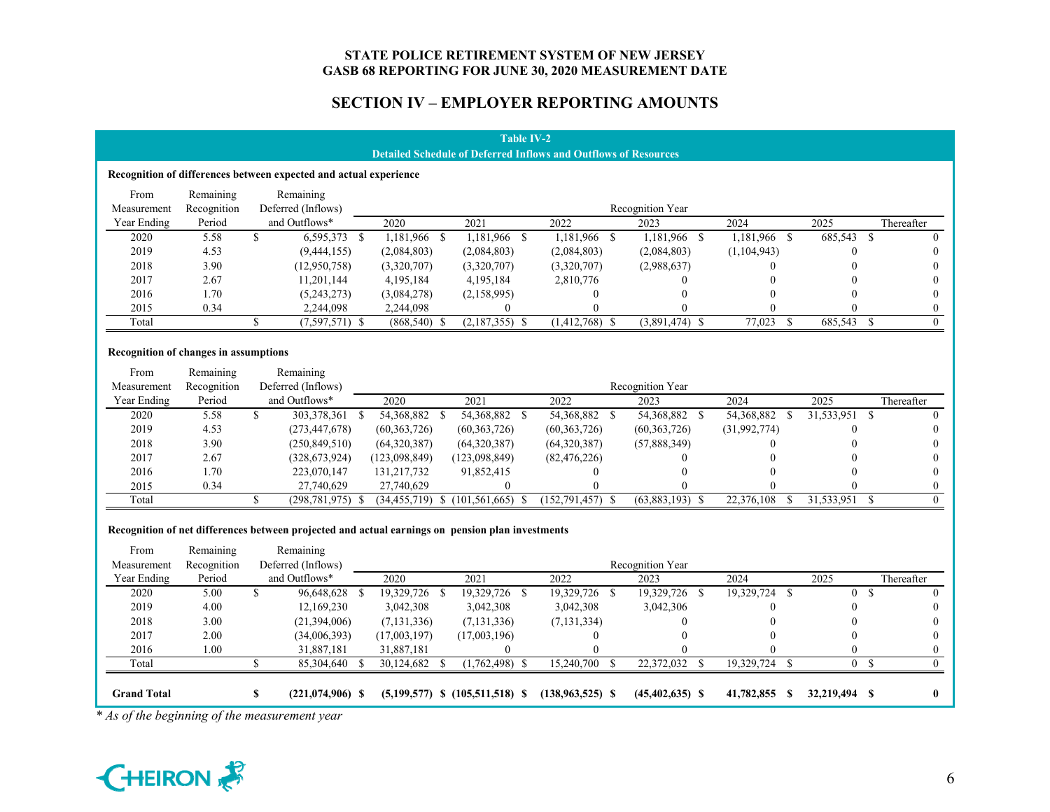STATE POLICE RETIREMENT SYSTEM OF NEW JERSEY
GASB 68 REPORTING FOR JUNE 30, 2020 MEASUREMENT DATE

## SECTION IV – EMPLOYER REPORTING AMOUNTS

**Table IV-2**
**Detailed Schedule of Deferred Inflows and Outflows of Resources**

**Recognition of differences between expected and actual experience**

| From Measurement Year Ending | Remaining Recognition Period | Remaining Deferred (Inflows) and Outflows* | Recognition Year 2020 | 2021 | 2022 | 2023 | 2024 | 2025 | Thereafter |
|---|---|---|---|---|---|---|---|---|---|
| 2020 | 5.58 | $ 6,595,373 | $ 1,181,966 | $ 1,181,966 | $ 1,181,966 | $ 1,181,966 | $ 1,181,966 | $ 685,543 | $ 0 |
| 2019 | 4.53 | (9,444,155) | (2,084,803) | (2,084,803) | (2,084,803) | (2,084,803) | (1,104,943) | 0 | 0 |
| 2018 | 3.90 | (12,950,758) | (3,320,707) | (3,320,707) | (3,320,707) | (2,988,637) | 0 | 0 | 0 |
| 2017 | 2.67 | 11,201,144 | 4,195,184 | 4,195,184 | 2,810,776 | 0 | 0 | 0 | 0 |
| 2016 | 1.70 | (5,243,273) | (3,084,278) | (2,158,995) | 0 | 0 | 0 | 0 | 0 |
| 2015 | 0.34 | 2,244,098 | 2,244,098 | 0 | 0 | 0 | 0 | 0 | 0 |
| Total | | $ (7,597,571) | $ (868,540) | $ (2,187,355) | $ (1,412,768) | $ (3,891,474) | $ 77,023 | $ 685,543 | $ 0 |

**Recognition of changes in assumptions**

| From Measurement Year Ending | Remaining Recognition Period | Remaining Deferred (Inflows) and Outflows* | Recognition Year 2020 | 2021 | 2022 | 2023 | 2024 | 2025 | Thereafter |
|---|---|---|---|---|---|---|---|---|---|
| 2020 | 5.58 | $ 303,378,361 | $ 54,368,882 | $ 54,368,882 | $ 54,368,882 | $ 54,368,882 | $ 54,368,882 | $ 31,533,951 | $ 0 |
| 2019 | 4.53 | (273,447,678) | (60,363,726) | (60,363,726) | (60,363,726) | (60,363,726) | (31,992,774) | 0 | 0 |
| 2018 | 3.90 | (250,849,510) | (64,320,387) | (64,320,387) | (64,320,387) | (57,888,349) | 0 | 0 | 0 |
| 2017 | 2.67 | (328,673,924) | (123,098,849) | (123,098,849) | (82,476,226) | 0 | 0 | 0 | 0 |
| 2016 | 1.70 | 223,070,147 | 131,217,732 | 91,852,415 | 0 | 0 | 0 | 0 | 0 |
| 2015 | 0.34 | 27,740,629 | 27,740,629 | 0 | 0 | 0 | 0 | 0 | 0 |
| Total | | $ (298,781,975) | $ (34,455,719) | $ (101,561,665) | $ (152,791,457) | $ (63,883,193) | $ 22,376,108 | $ 31,533,951 | $ 0 |

**Recognition of net differences between projected and actual earnings on pension plan investments**

| From Measurement Year Ending | Remaining Recognition Period | Remaining Deferred (Inflows) and Outflows* | Recognition Year 2020 | 2021 | 2022 | 2023 | 2024 | 2025 | Thereafter |
|---|---|---|---|---|---|---|---|---|---|
| 2020 | 5.00 | $ 96,648,628 | $ 19,329,726 | $ 19,329,726 | $ 19,329,726 | $ 19,329,726 | $ 19,329,724 | $ 0 | $ 0 |
| 2019 | 4.00 | 12,169,230 | 3,042,308 | 3,042,308 | 3,042,308 | 3,042,306 | 0 | 0 | 0 |
| 2018 | 3.00 | (21,394,006) | (7,131,336) | (7,131,336) | (7,131,334) | 0 | 0 | 0 | 0 |
| 2017 | 2.00 | (34,006,393) | (17,003,197) | (17,003,196) | 0 | 0 | 0 | 0 | 0 |
| 2016 | 1.00 | 31,887,181 | 31,887,181 | 0 | 0 | 0 | 0 | 0 | 0 |
| Total | | $ 85,304,640 | $ 30,124,682 | $ (1,762,498) | $ 15,240,700 | $ 22,372,032 | $ 19,329,724 | $ 0 | $ 0 |
| **Grand Total** | | **$ (221,074,906)** | **$ (5,199,577)** | **$ (105,511,518)** | **$ (138,963,525)** | **$ (45,402,635)** | **$ 41,782,855** | **$ 32,219,494** | **$ 0** |

*\* As of the beginning of the measurement year*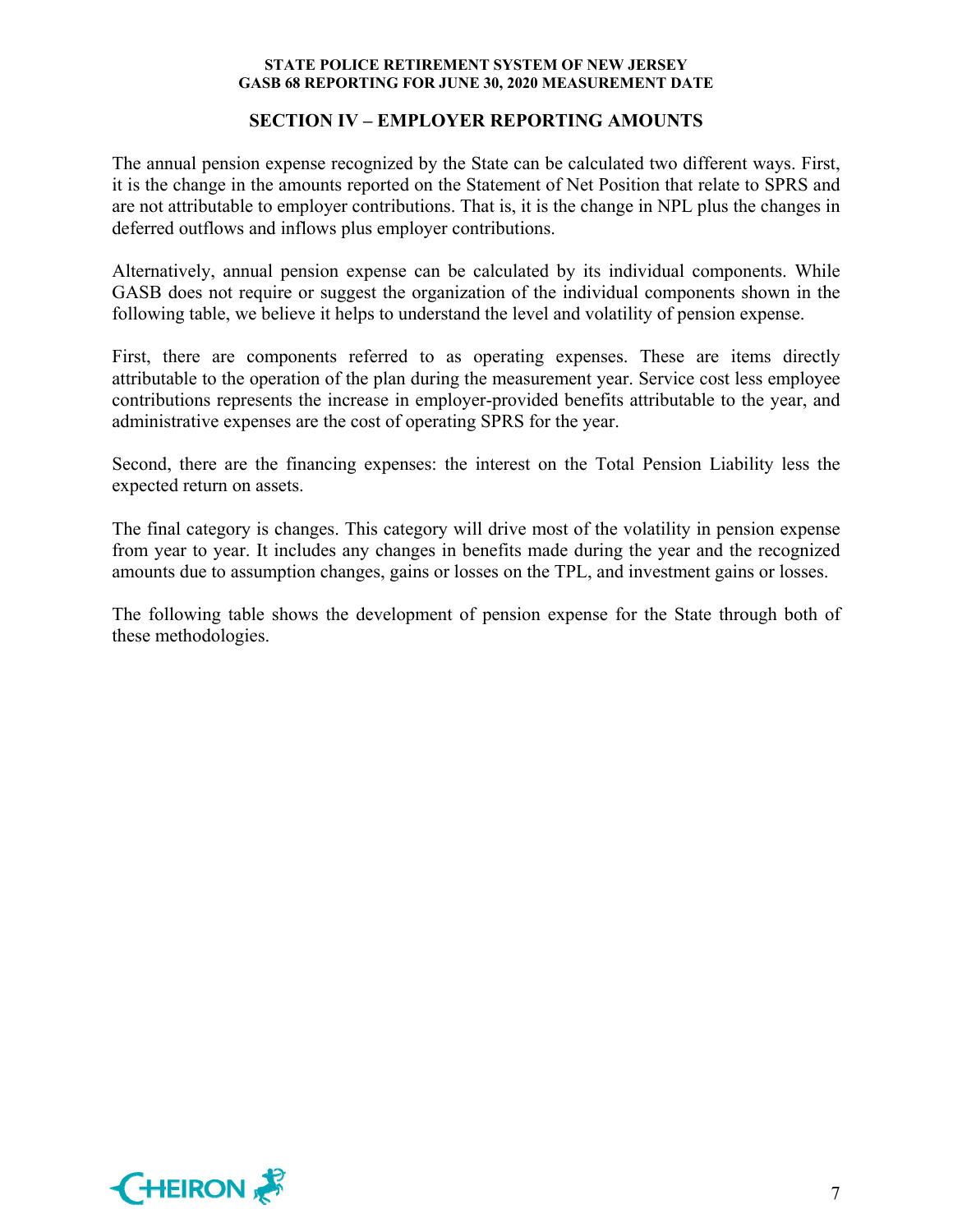## SECTION IV – EMPLOYER REPORTING AMOUNTS

The annual pension expense recognized by the State can be calculated two different ways. First, it is the change in the amounts reported on the Statement of Net Position that relate to SPRS and are not attributable to employer contributions. That is, it is the change in NPL plus the changes in deferred outflows and inflows plus employer contributions.

Alternatively, annual pension expense can be calculated by its individual components. While GASB does not require or suggest the organization of the individual components shown in the following table, we believe it helps to understand the level and volatility of pension expense.

First, there are components referred to as operating expenses. These are items directly attributable to the operation of the plan during the measurement year. Service cost less employee contributions represents the increase in employer-provided benefits attributable to the year, and administrative expenses are the cost of operating SPRS for the year.

Second, there are the financing expenses: the interest on the Total Pension Liability less the expected return on assets.

The final category is changes. This category will drive most of the volatility in pension expense from year to year. It includes any changes in benefits made during the year and the recognized amounts due to assumption changes, gains or losses on the TPL, and investment gains or losses.

The following table shows the development of pension expense for the State through both of these methodologies.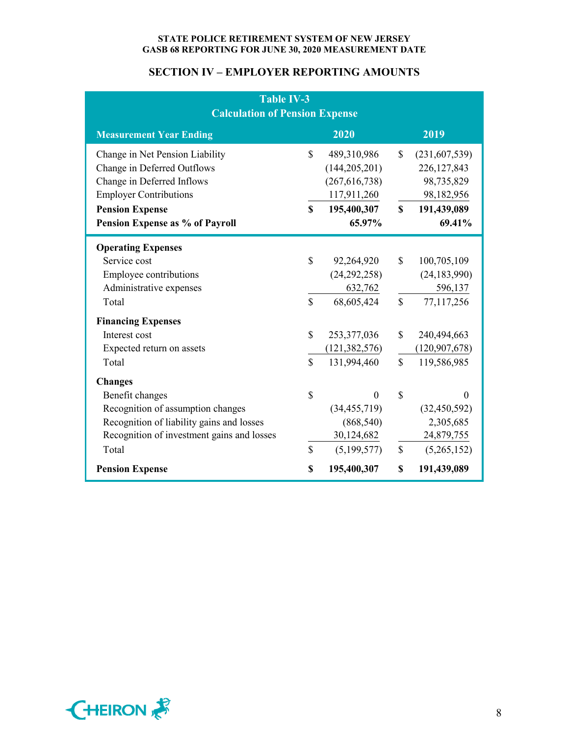## SECTION IV – EMPLOYER REPORTING AMOUNTS

**Table IV-3**
**Calculation of Pension Expense**

| Measurement Year Ending | 2020 | 2019 |
|---|---|---|
| Change in Net Pension Liability | $ 489,310,986 | $ (231,607,539) |
| Change in Deferred Outflows | (144,205,201) | 226,127,843 |
| Change in Deferred Inflows | (267,616,738) | 98,735,829 |
| Employer Contributions | 117,911,260 | 98,182,956 |
| **Pension Expense** | **$ 195,400,307** | **$ 191,439,089** |
| **Pension Expense as % of Payroll** | **65.97%** | **69.41%** |
| **Operating Expenses** | | |
| Service cost | $ 92,264,920 | $ 100,705,109 |
| Employee contributions | (24,292,258) | (24,183,990) |
| Administrative expenses | 632,762 | 596,137 |
| Total | $ 68,605,424 | $ 77,117,256 |
| **Financing Expenses** | | |
| Interest cost | $ 253,377,036 | $ 240,494,663 |
| Expected return on assets | (121,382,576) | (120,907,678) |
| Total | $ 131,994,460 | $ 119,586,985 |
| **Changes** | | |
| Benefit changes | $ 0 | $ 0 |
| Recognition of assumption changes | (34,455,719) | (32,450,592) |
| Recognition of liability gains and losses | (868,540) | 2,305,685 |
| Recognition of investment gains and losses | 30,124,682 | 24,879,755 |
| Total | $ (5,199,577) | $ (5,265,152) |
| **Pension Expense** | **$ 195,400,307** | **$ 191,439,089** |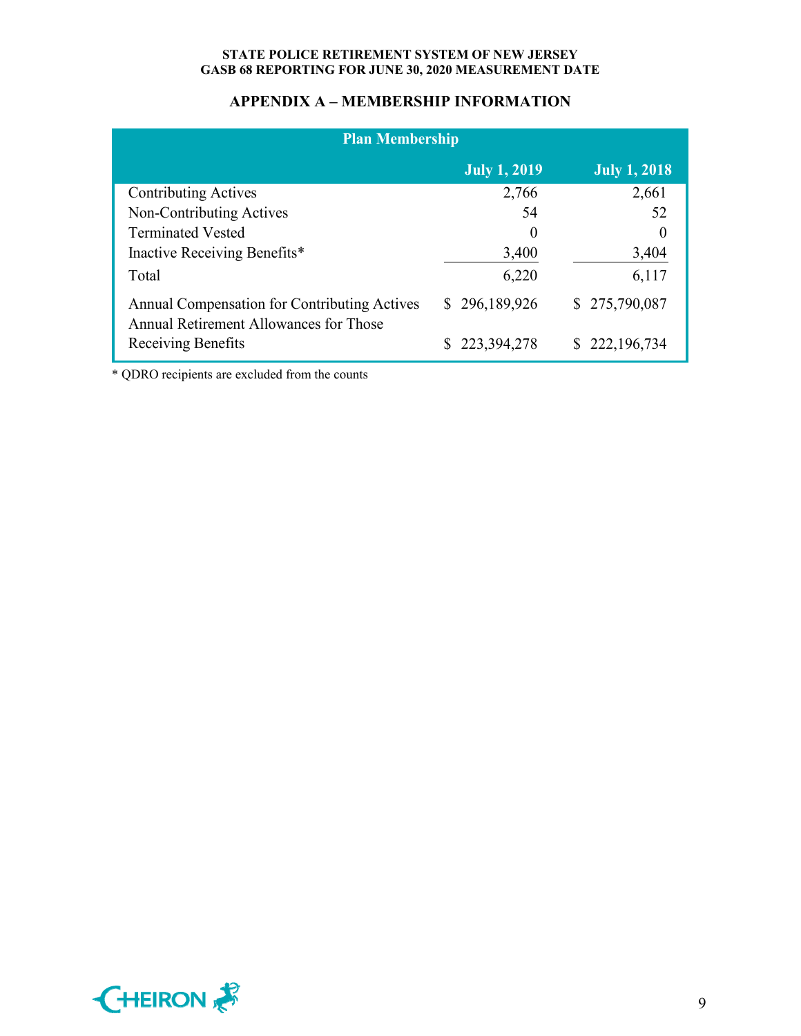## APPENDIX A – MEMBERSHIP INFORMATION

| Plan Membership | | |
|---|---|---|
| | **July 1, 2019** | **July 1, 2018** |
| Contributing Actives | 2,766 | 2,661 |
| Non-Contributing Actives | 54 | 52 |
| Terminated Vested | 0 | 0 |
| Inactive Receiving Benefits* | 3,400 | 3,404 |
| Total | 6,220 | 6,117 |
| Annual Compensation for Contributing Actives | $ 296,189,926 | $ 275,790,087 |
| Annual Retirement Allowances for Those Receiving Benefits | $ 223,394,278 | $ 222,196,734 |

* QDRO recipients are excluded from the counts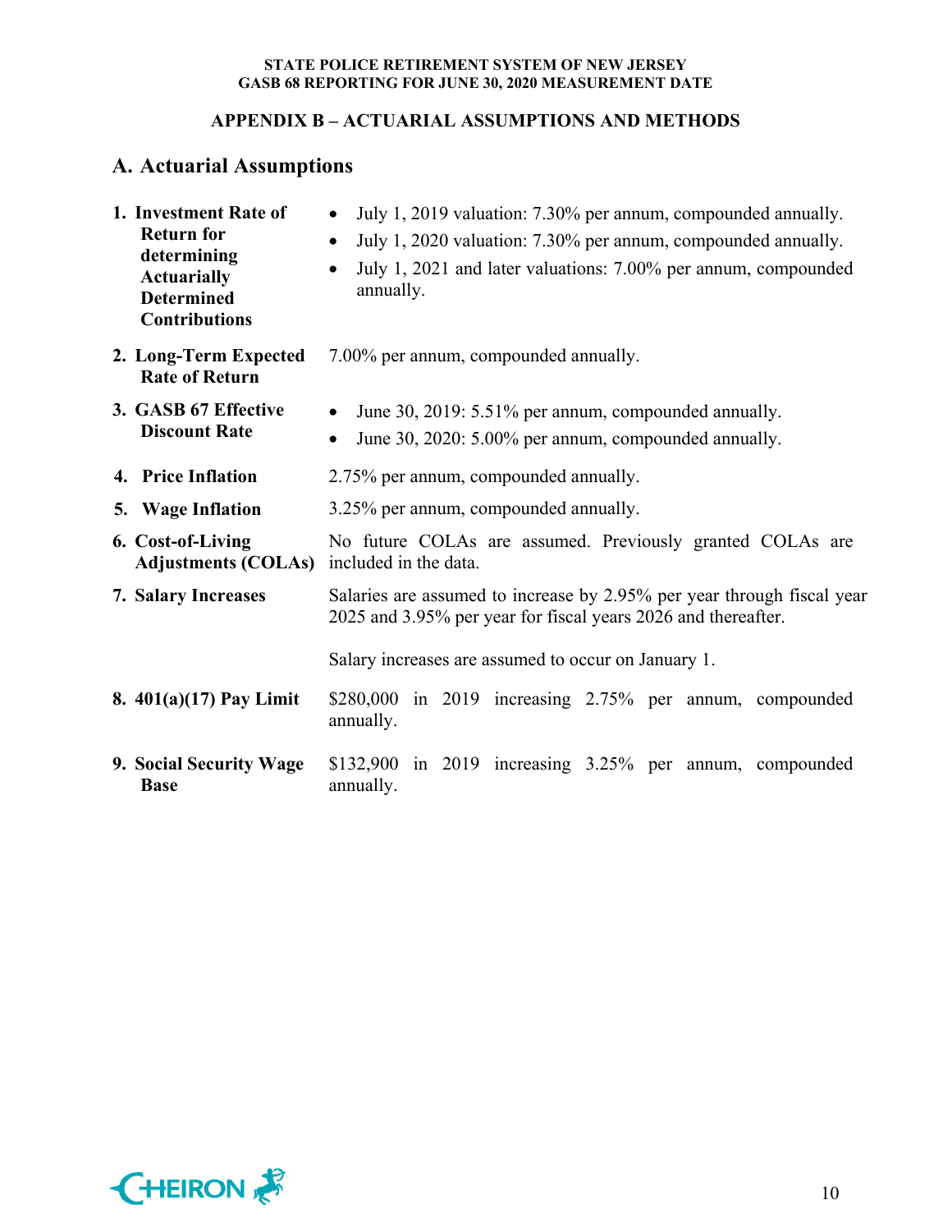## APPENDIX B – ACTUARIAL ASSUMPTIONS AND METHODS

### A. Actuarial Assumptions

**1. Investment Rate of Return for determining Actuarially Determined Contributions**

- July 1, 2019 valuation: 7.30% per annum, compounded annually.
- July 1, 2020 valuation: 7.30% per annum, compounded annually.
- July 1, 2021 and later valuations: 7.00% per annum, compounded annually.

**2. Long-Term Expected Rate of Return**

7.00% per annum, compounded annually.

**3. GASB 67 Effective Discount Rate**

- June 30, 2019: 5.51% per annum, compounded annually.
- June 30, 2020: 5.00% per annum, compounded annually.

**4. Price Inflation**

2.75% per annum, compounded annually.

**5. Wage Inflation**

3.25% per annum, compounded annually.

**6. Cost-of-Living Adjustments (COLAs)**

No future COLAs are assumed. Previously granted COLAs are included in the data.

**7. Salary Increases**

Salaries are assumed to increase by 2.95% per year through fiscal year 2025 and 3.95% per year for fiscal years 2026 and thereafter.

Salary increases are assumed to occur on January 1.

**8. 401(a)(17) Pay Limit**

$280,000 in 2019 increasing 2.75% per annum, compounded annually.

**9. Social Security Wage Base**

$132,900 in 2019 increasing 3.25% per annum, compounded annually.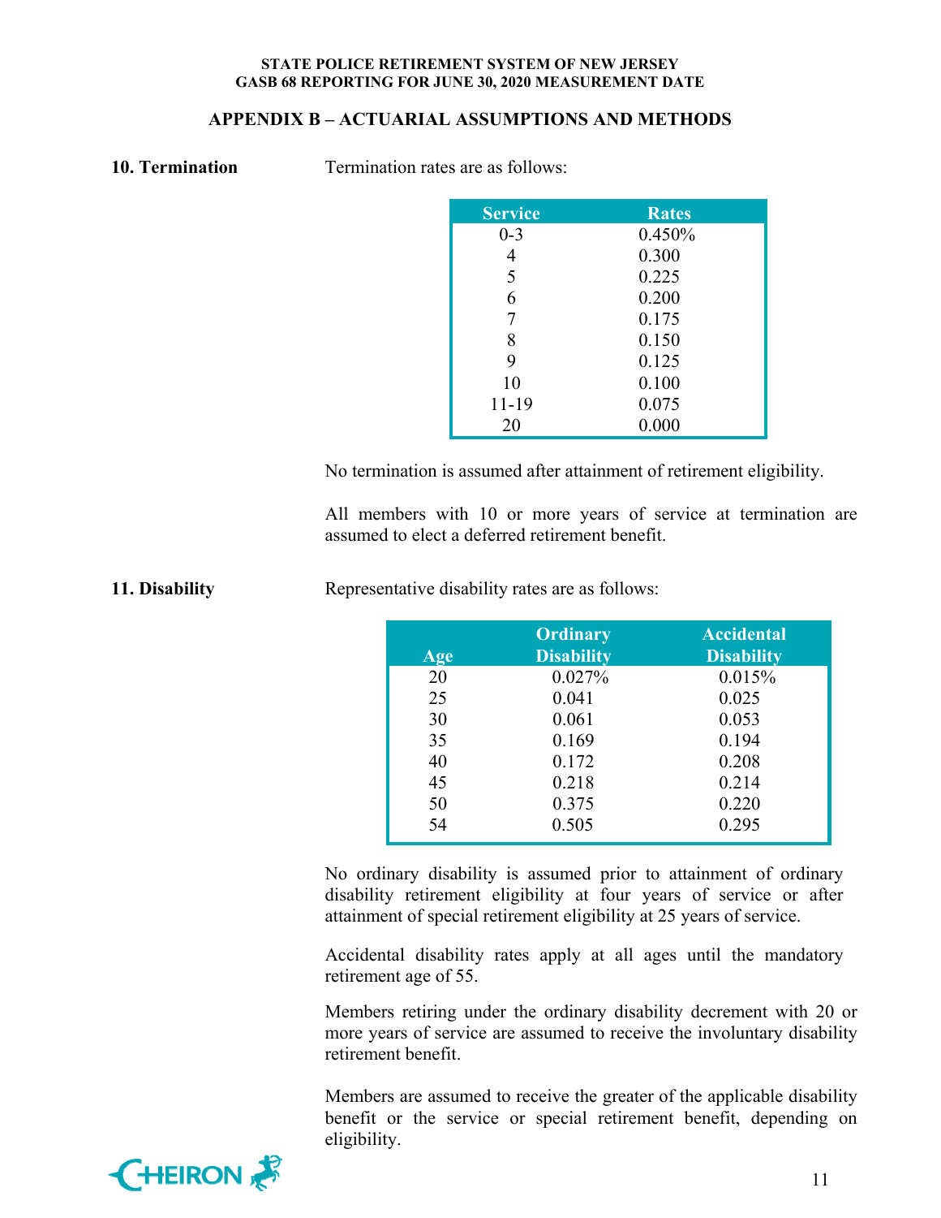## APPENDIX B – ACTUARIAL ASSUMPTIONS AND METHODS

**10. Termination**

Termination rates are as follows:

| Service | Rates |
|---|---|
| 0-3 | 0.450% |
| 4 | 0.300 |
| 5 | 0.225 |
| 6 | 0.200 |
| 7 | 0.175 |
| 8 | 0.150 |
| 9 | 0.125 |
| 10 | 0.100 |
| 11-19 | 0.075 |
| 20 | 0.000 |

No termination is assumed after attainment of retirement eligibility.

All members with 10 or more years of service at termination are assumed to elect a deferred retirement benefit.

**11. Disability**

Representative disability rates are as follows:

| Age | Ordinary Disability | Accidental Disability |
|---|---|---|
| 20 | 0.027% | 0.015% |
| 25 | 0.041 | 0.025 |
| 30 | 0.061 | 0.053 |
| 35 | 0.169 | 0.194 |
| 40 | 0.172 | 0.208 |
| 45 | 0.218 | 0.214 |
| 50 | 0.375 | 0.220 |
| 54 | 0.505 | 0.295 |

No ordinary disability is assumed prior to attainment of ordinary disability retirement eligibility at four years of service or after attainment of special retirement eligibility at 25 years of service.

Accidental disability rates apply at all ages until the mandatory retirement age of 55.

Members retiring under the ordinary disability decrement with 20 or more years of service are assumed to receive the involuntary disability retirement benefit.

Members are assumed to receive the greater of the applicable disability benefit or the service or special retirement benefit, depending on eligibility.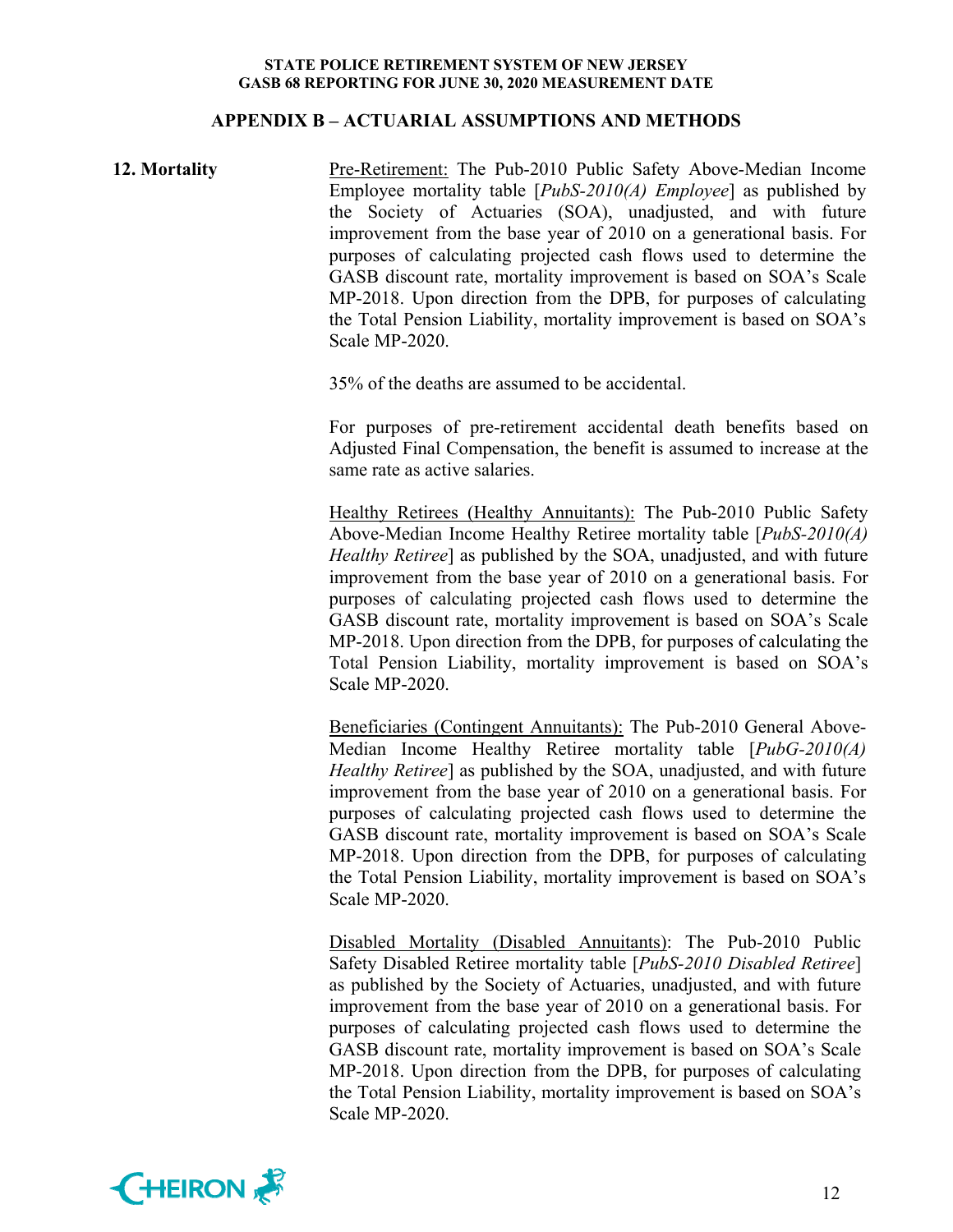## APPENDIX B – ACTUARIAL ASSUMPTIONS AND METHODS

**12. Mortality**

<u>Pre-Retirement:</u> The Pub-2010 Public Safety Above-Median Income Employee mortality table [*PubS-2010(A) Employee*] as published by the Society of Actuaries (SOA), unadjusted, and with future improvement from the base year of 2010 on a generational basis. For purposes of calculating projected cash flows used to determine the GASB discount rate, mortality improvement is based on SOA's Scale MP-2018. Upon direction from the DPB, for purposes of calculating the Total Pension Liability, mortality improvement is based on SOA's Scale MP-2020.

35% of the deaths are assumed to be accidental.

For purposes of pre-retirement accidental death benefits based on Adjusted Final Compensation, the benefit is assumed to increase at the same rate as active salaries.

<u>Healthy Retirees (Healthy Annuitants):</u> The Pub-2010 Public Safety Above-Median Income Healthy Retiree mortality table [*PubS-2010(A) Healthy Retiree*] as published by the SOA, unadjusted, and with future improvement from the base year of 2010 on a generational basis. For purposes of calculating projected cash flows used to determine the GASB discount rate, mortality improvement is based on SOA's Scale MP-2018. Upon direction from the DPB, for purposes of calculating the Total Pension Liability, mortality improvement is based on SOA's Scale MP-2020.

<u>Beneficiaries (Contingent Annuitants):</u> The Pub-2010 General Above-Median Income Healthy Retiree mortality table [*PubG-2010(A) Healthy Retiree*] as published by the SOA, unadjusted, and with future improvement from the base year of 2010 on a generational basis. For purposes of calculating projected cash flows used to determine the GASB discount rate, mortality improvement is based on SOA's Scale MP-2018. Upon direction from the DPB, for purposes of calculating the Total Pension Liability, mortality improvement is based on SOA's Scale MP-2020.

<u>Disabled Mortality (Disabled Annuitants)</u>: The Pub-2010 Public Safety Disabled Retiree mortality table [*PubS-2010 Disabled Retiree*] as published by the Society of Actuaries, unadjusted, and with future improvement from the base year of 2010 on a generational basis. For purposes of calculating projected cash flows used to determine the GASB discount rate, mortality improvement is based on SOA's Scale MP-2018. Upon direction from the DPB, for purposes of calculating the Total Pension Liability, mortality improvement is based on SOA's Scale MP-2020.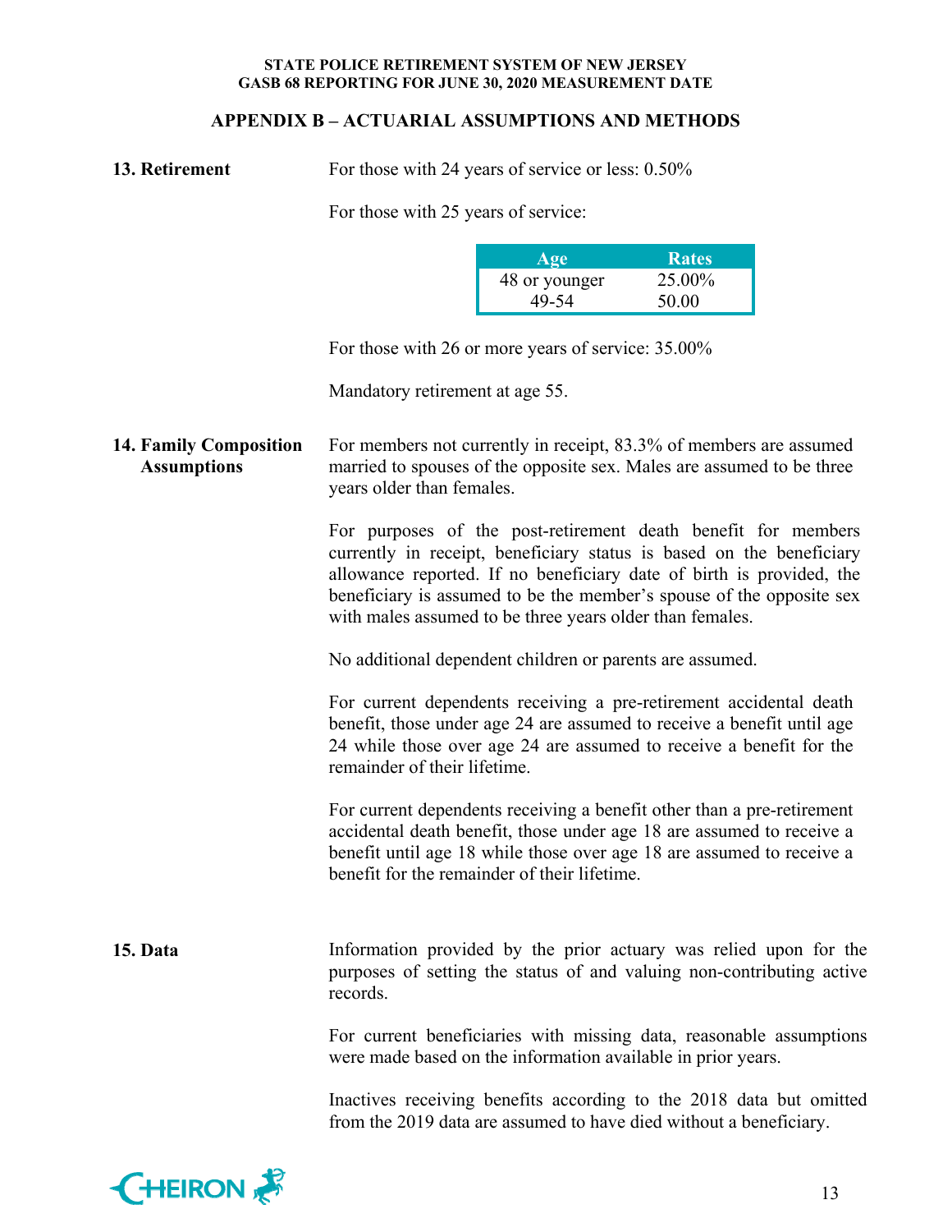## APPENDIX B – ACTUARIAL ASSUMPTIONS AND METHODS

**13. Retirement**

For those with 24 years of service or less: 0.50%

For those with 25 years of service:

| Age | Rates |
|---|---|
| 48 or younger | 25.00% |
| 49-54 | 50.00 |

For those with 26 or more years of service: 35.00%

Mandatory retirement at age 55.

**14. Family Composition Assumptions**

For members not currently in receipt, 83.3% of members are assumed married to spouses of the opposite sex. Males are assumed to be three years older than females.

For purposes of the post-retirement death benefit for members currently in receipt, beneficiary status is based on the beneficiary allowance reported. If no beneficiary date of birth is provided, the beneficiary is assumed to be the member's spouse of the opposite sex with males assumed to be three years older than females.

No additional dependent children or parents are assumed.

For current dependents receiving a pre-retirement accidental death benefit, those under age 24 are assumed to receive a benefit until age 24 while those over age 24 are assumed to receive a benefit for the remainder of their lifetime.

For current dependents receiving a benefit other than a pre-retirement accidental death benefit, those under age 18 are assumed to receive a benefit until age 18 while those over age 18 are assumed to receive a benefit for the remainder of their lifetime.

**15. Data**

Information provided by the prior actuary was relied upon for the purposes of setting the status of and valuing non-contributing active records.

For current beneficiaries with missing data, reasonable assumptions were made based on the information available in prior years.

Inactives receiving benefits according to the 2018 data but omitted from the 2019 data are assumed to have died without a beneficiary.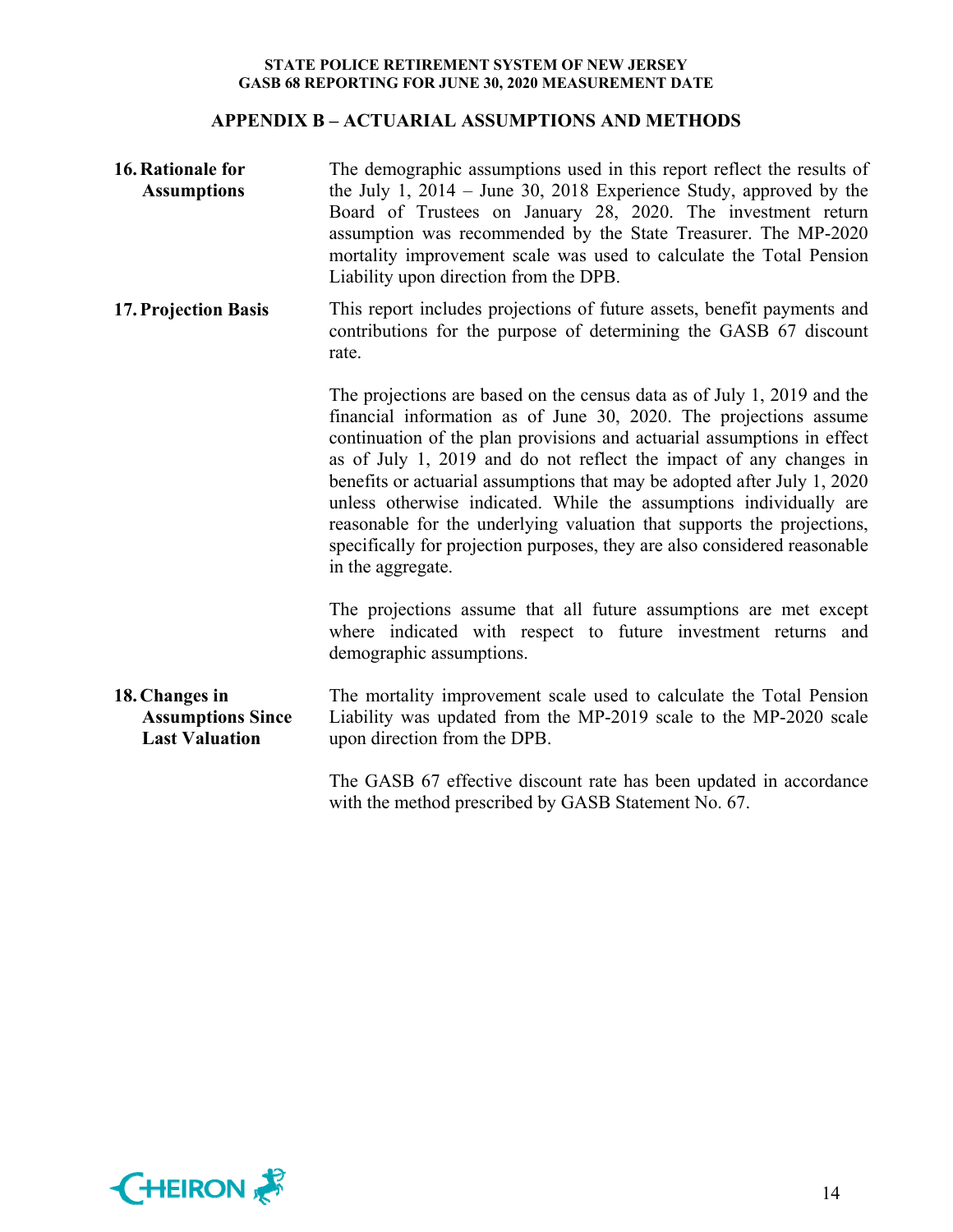## APPENDIX B – ACTUARIAL ASSUMPTIONS AND METHODS

**16. Rationale for Assumptions**

The demographic assumptions used in this report reflect the results of the July 1, 2014 – June 30, 2018 Experience Study, approved by the Board of Trustees on January 28, 2020. The investment return assumption was recommended by the State Treasurer. The MP-2020 mortality improvement scale was used to calculate the Total Pension Liability upon direction from the DPB.

**17. Projection Basis**

This report includes projections of future assets, benefit payments and contributions for the purpose of determining the GASB 67 discount rate.

The projections are based on the census data as of July 1, 2019 and the financial information as of June 30, 2020. The projections assume continuation of the plan provisions and actuarial assumptions in effect as of July 1, 2019 and do not reflect the impact of any changes in benefits or actuarial assumptions that may be adopted after July 1, 2020 unless otherwise indicated. While the assumptions individually are reasonable for the underlying valuation that supports the projections, specifically for projection purposes, they are also considered reasonable in the aggregate.

The projections assume that all future assumptions are met except where indicated with respect to future investment returns and demographic assumptions.

**18. Changes in Assumptions Since Last Valuation**

The mortality improvement scale used to calculate the Total Pension Liability was updated from the MP-2019 scale to the MP-2020 scale upon direction from the DPB.

The GASB 67 effective discount rate has been updated in accordance with the method prescribed by GASB Statement No. 67.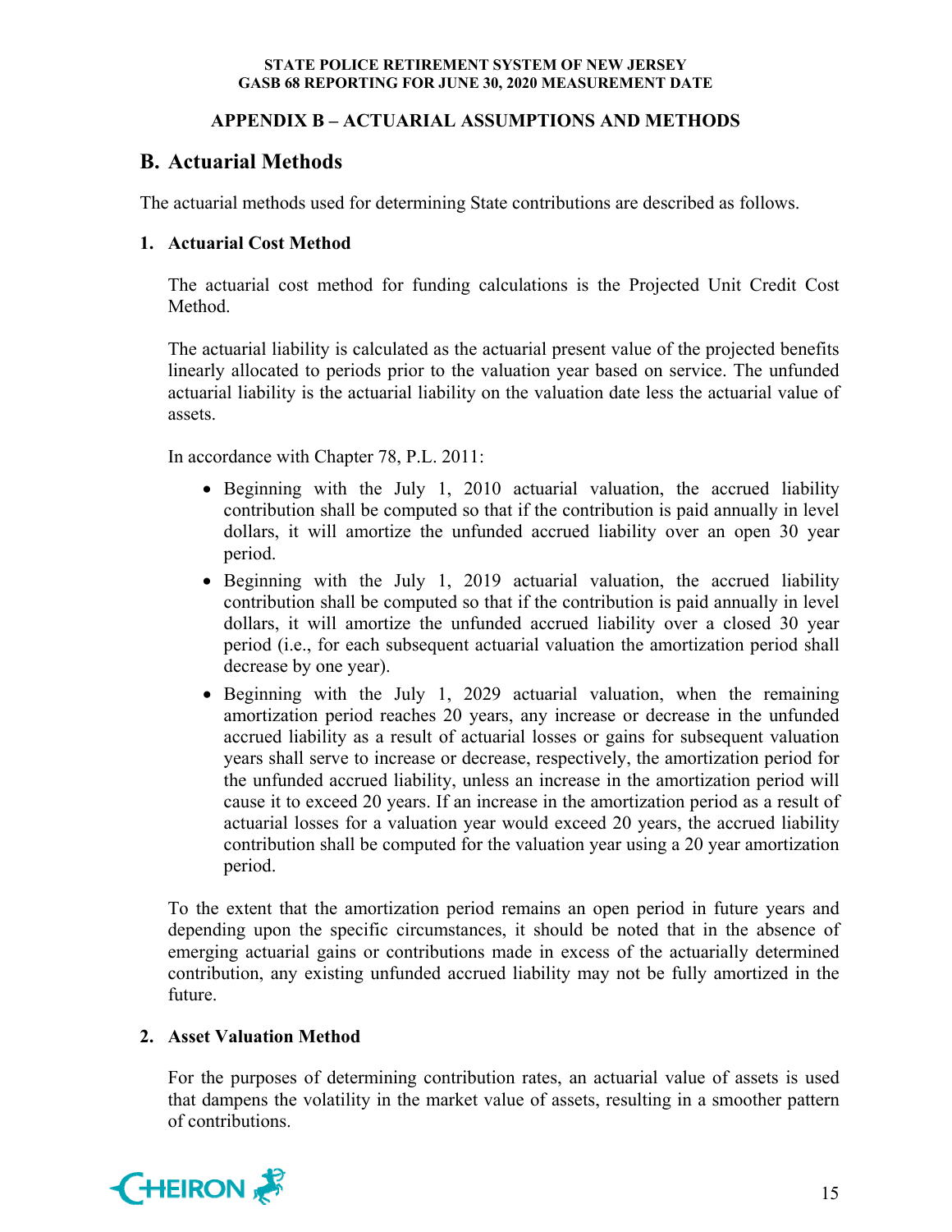## APPENDIX B – ACTUARIAL ASSUMPTIONS AND METHODS

# B. Actuarial Methods

The actuarial methods used for determining State contributions are described as follows.

### 1. Actuarial Cost Method

The actuarial cost method for funding calculations is the Projected Unit Credit Cost Method.

The actuarial liability is calculated as the actuarial present value of the projected benefits linearly allocated to periods prior to the valuation year based on service. The unfunded actuarial liability is the actuarial liability on the valuation date less the actuarial value of assets.

In accordance with Chapter 78, P.L. 2011:

- Beginning with the July 1, 2010 actuarial valuation, the accrued liability contribution shall be computed so that if the contribution is paid annually in level dollars, it will amortize the unfunded accrued liability over an open 30 year period.
- Beginning with the July 1, 2019 actuarial valuation, the accrued liability contribution shall be computed so that if the contribution is paid annually in level dollars, it will amortize the unfunded accrued liability over a closed 30 year period (i.e., for each subsequent actuarial valuation the amortization period shall decrease by one year).
- Beginning with the July 1, 2029 actuarial valuation, when the remaining amortization period reaches 20 years, any increase or decrease in the unfunded accrued liability as a result of actuarial losses or gains for subsequent valuation years shall serve to increase or decrease, respectively, the amortization period for the unfunded accrued liability, unless an increase in the amortization period will cause it to exceed 20 years. If an increase in the amortization period as a result of actuarial losses for a valuation year would exceed 20 years, the accrued liability contribution shall be computed for the valuation year using a 20 year amortization period.

To the extent that the amortization period remains an open period in future years and depending upon the specific circumstances, it should be noted that in the absence of emerging actuarial gains or contributions made in excess of the actuarially determined contribution, any existing unfunded accrued liability may not be fully amortized in the future.

### 2. Asset Valuation Method

For the purposes of determining contribution rates, an actuarial value of assets is used that dampens the volatility in the market value of assets, resulting in a smoother pattern of contributions.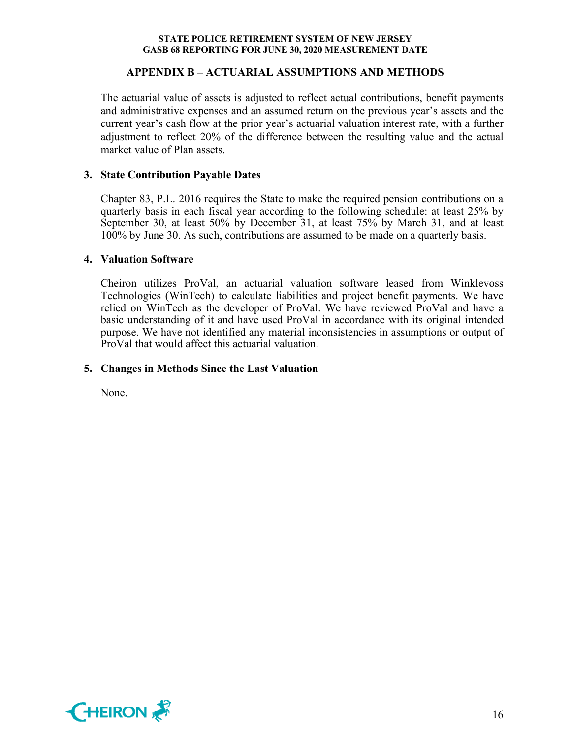## APPENDIX B – ACTUARIAL ASSUMPTIONS AND METHODS

The actuarial value of assets is adjusted to reflect actual contributions, benefit payments and administrative expenses and an assumed return on the previous year's assets and the current year's cash flow at the prior year's actuarial valuation interest rate, with a further adjustment to reflect 20% of the difference between the resulting value and the actual market value of Plan assets.

### 3. State Contribution Payable Dates

Chapter 83, P.L. 2016 requires the State to make the required pension contributions on a quarterly basis in each fiscal year according to the following schedule: at least 25% by September 30, at least 50% by December 31, at least 75% by March 31, and at least 100% by June 30. As such, contributions are assumed to be made on a quarterly basis.

### 4. Valuation Software

Cheiron utilizes ProVal, an actuarial valuation software leased from Winklevoss Technologies (WinTech) to calculate liabilities and project benefit payments. We have relied on WinTech as the developer of ProVal. We have reviewed ProVal and have a basic understanding of it and have used ProVal in accordance with its original intended purpose. We have not identified any material inconsistencies in assumptions or output of ProVal that would affect this actuarial valuation.

### 5. Changes in Methods Since the Last Valuation

None.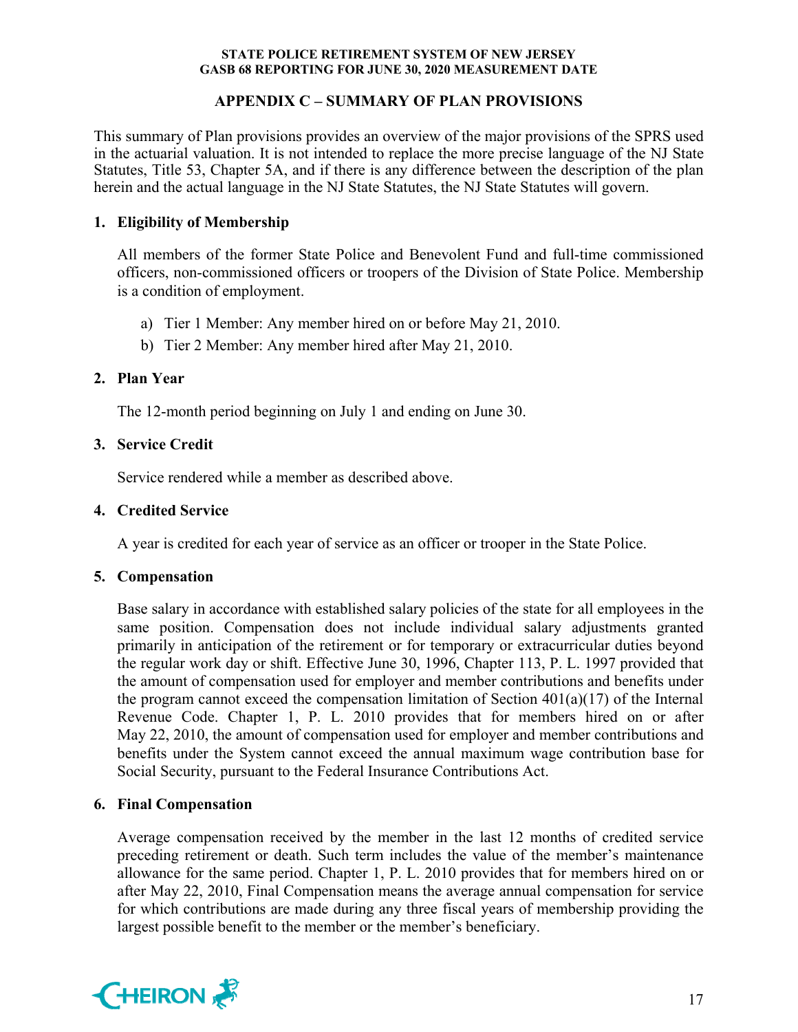## APPENDIX C – SUMMARY OF PLAN PROVISIONS

This summary of Plan provisions provides an overview of the major provisions of the SPRS used in the actuarial valuation. It is not intended to replace the more precise language of the NJ State Statutes, Title 53, Chapter 5A, and if there is any difference between the description of the plan herein and the actual language in the NJ State Statutes, the NJ State Statutes will govern.

### 1. Eligibility of Membership

All members of the former State Police and Benevolent Fund and full-time commissioned officers, non-commissioned officers or troopers of the Division of State Police. Membership is a condition of employment.

a) Tier 1 Member: Any member hired on or before May 21, 2010.
b) Tier 2 Member: Any member hired after May 21, 2010.

### 2. Plan Year

The 12-month period beginning on July 1 and ending on June 30.

### 3. Service Credit

Service rendered while a member as described above.

### 4. Credited Service

A year is credited for each year of service as an officer or trooper in the State Police.

### 5. Compensation

Base salary in accordance with established salary policies of the state for all employees in the same position. Compensation does not include individual salary adjustments granted primarily in anticipation of the retirement or for temporary or extracurricular duties beyond the regular work day or shift. Effective June 30, 1996, Chapter 113, P. L. 1997 provided that the amount of compensation used for employer and member contributions and benefits under the program cannot exceed the compensation limitation of Section 401(a)(17) of the Internal Revenue Code. Chapter 1, P. L. 2010 provides that for members hired on or after May 22, 2010, the amount of compensation used for employer and member contributions and benefits under the System cannot exceed the annual maximum wage contribution base for Social Security, pursuant to the Federal Insurance Contributions Act.

### 6. Final Compensation

Average compensation received by the member in the last 12 months of credited service preceding retirement or death. Such term includes the value of the member's maintenance allowance for the same period. Chapter 1, P. L. 2010 provides that for members hired on or after May 22, 2010, Final Compensation means the average annual compensation for service for which contributions are made during any three fiscal years of membership providing the largest possible benefit to the member or the member's beneficiary.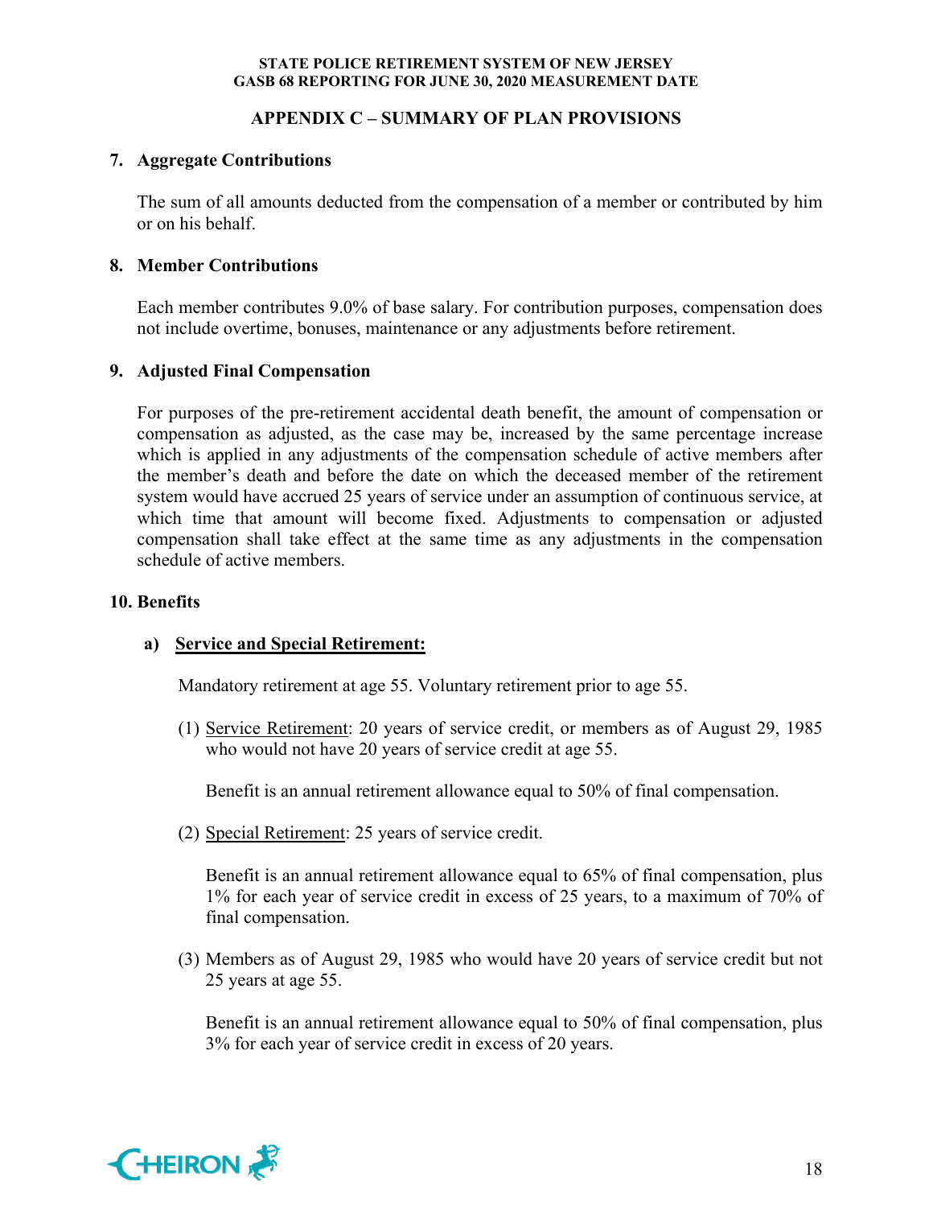## APPENDIX C – SUMMARY OF PLAN PROVISIONS

### 7. Aggregate Contributions

The sum of all amounts deducted from the compensation of a member or contributed by him or on his behalf.

### 8. Member Contributions

Each member contributes 9.0% of base salary. For contribution purposes, compensation does not include overtime, bonuses, maintenance or any adjustments before retirement.

### 9. Adjusted Final Compensation

For purposes of the pre-retirement accidental death benefit, the amount of compensation or compensation as adjusted, as the case may be, increased by the same percentage increase which is applied in any adjustments of the compensation schedule of active members after the member's death and before the date on which the deceased member of the retirement system would have accrued 25 years of service under an assumption of continuous service, at which time that amount will become fixed. Adjustments to compensation or adjusted compensation shall take effect at the same time as any adjustments in the compensation schedule of active members.

### 10. Benefits

**a) Service and Special Retirement:**

Mandatory retirement at age 55. Voluntary retirement prior to age 55.

(1) Service Retirement: 20 years of service credit, or members as of August 29, 1985 who would not have 20 years of service credit at age 55.

Benefit is an annual retirement allowance equal to 50% of final compensation.

(2) Special Retirement: 25 years of service credit.

Benefit is an annual retirement allowance equal to 65% of final compensation, plus 1% for each year of service credit in excess of 25 years, to a maximum of 70% of final compensation.

(3) Members as of August 29, 1985 who would have 20 years of service credit but not 25 years at age 55.

Benefit is an annual retirement allowance equal to 50% of final compensation, plus 3% for each year of service credit in excess of 20 years.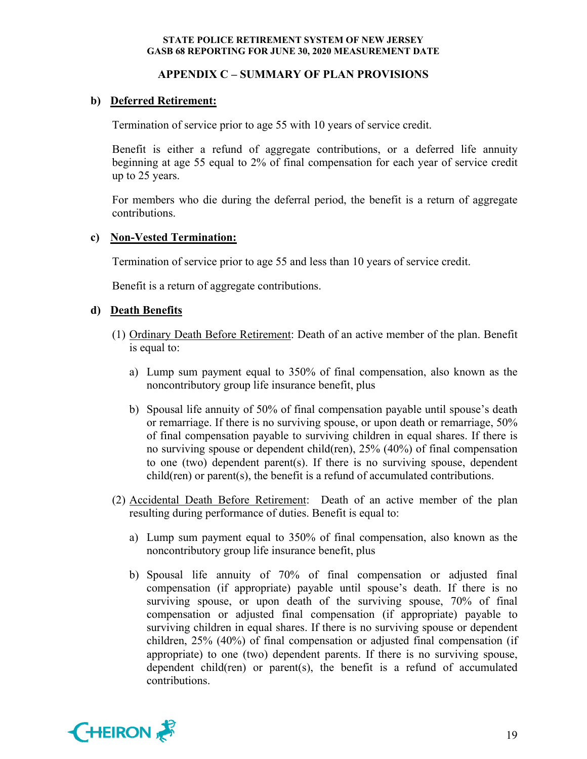## APPENDIX C – SUMMARY OF PLAN PROVISIONS

**b) Deferred Retirement:**

Termination of service prior to age 55 with 10 years of service credit.

Benefit is either a refund of aggregate contributions, or a deferred life annuity beginning at age 55 equal to 2% of final compensation for each year of service credit up to 25 years.

For members who die during the deferral period, the benefit is a return of aggregate contributions.

**c) Non-Vested Termination:**

Termination of service prior to age 55 and less than 10 years of service credit.

Benefit is a return of aggregate contributions.

**d) Death Benefits**

(1) Ordinary Death Before Retirement: Death of an active member of the plan. Benefit is equal to:

a) Lump sum payment equal to 350% of final compensation, also known as the noncontributory group life insurance benefit, plus

b) Spousal life annuity of 50% of final compensation payable until spouse's death or remarriage. If there is no surviving spouse, or upon death or remarriage, 50% of final compensation payable to surviving children in equal shares. If there is no surviving spouse or dependent child(ren), 25% (40%) of final compensation to one (two) dependent parent(s). If there is no surviving spouse, dependent child(ren) or parent(s), the benefit is a refund of accumulated contributions.

(2) Accidental Death Before Retirement: Death of an active member of the plan resulting during performance of duties. Benefit is equal to:

a) Lump sum payment equal to 350% of final compensation, also known as the noncontributory group life insurance benefit, plus

b) Spousal life annuity of 70% of final compensation or adjusted final compensation (if appropriate) payable until spouse's death. If there is no surviving spouse, or upon death of the surviving spouse, 70% of final compensation or adjusted final compensation (if appropriate) payable to surviving children in equal shares. If there is no surviving spouse or dependent children, 25% (40%) of final compensation or adjusted final compensation (if appropriate) to one (two) dependent parents. If there is no surviving spouse, dependent child(ren) or parent(s), the benefit is a refund of accumulated contributions.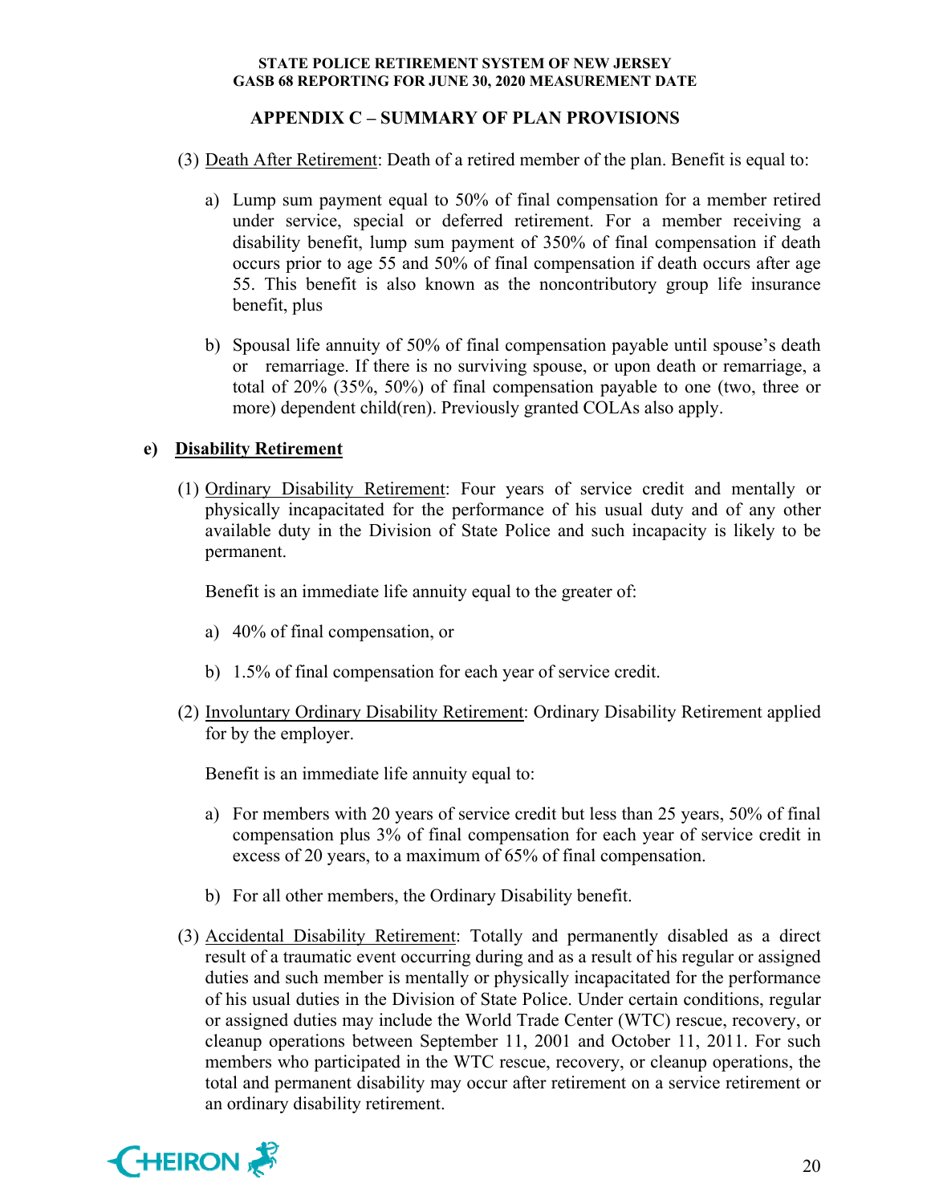## APPENDIX C – SUMMARY OF PLAN PROVISIONS

(3) Death After Retirement: Death of a retired member of the plan. Benefit is equal to:

a) Lump sum payment equal to 50% of final compensation for a member retired under service, special or deferred retirement. For a member receiving a disability benefit, lump sum payment of 350% of final compensation if death occurs prior to age 55 and 50% of final compensation if death occurs after age 55. This benefit is also known as the noncontributory group life insurance benefit, plus

b) Spousal life annuity of 50% of final compensation payable until spouse's death or remarriage. If there is no surviving spouse, or upon death or remarriage, a total of 20% (35%, 50%) of final compensation payable to one (two, three or more) dependent child(ren). Previously granted COLAs also apply.

**e) Disability Retirement**

(1) Ordinary Disability Retirement: Four years of service credit and mentally or physically incapacitated for the performance of his usual duty and of any other available duty in the Division of State Police and such incapacity is likely to be permanent.

Benefit is an immediate life annuity equal to the greater of:

a) 40% of final compensation, or

b) 1.5% of final compensation for each year of service credit.

(2) Involuntary Ordinary Disability Retirement: Ordinary Disability Retirement applied for by the employer.

Benefit is an immediate life annuity equal to:

a) For members with 20 years of service credit but less than 25 years, 50% of final compensation plus 3% of final compensation for each year of service credit in excess of 20 years, to a maximum of 65% of final compensation.

b) For all other members, the Ordinary Disability benefit.

(3) Accidental Disability Retirement: Totally and permanently disabled as a direct result of a traumatic event occurring during and as a result of his regular or assigned duties and such member is mentally or physically incapacitated for the performance of his usual duties in the Division of State Police. Under certain conditions, regular or assigned duties may include the World Trade Center (WTC) rescue, recovery, or cleanup operations between September 11, 2001 and October 11, 2011. For such members who participated in the WTC rescue, recovery, or cleanup operations, the total and permanent disability may occur after retirement on a service retirement or an ordinary disability retirement.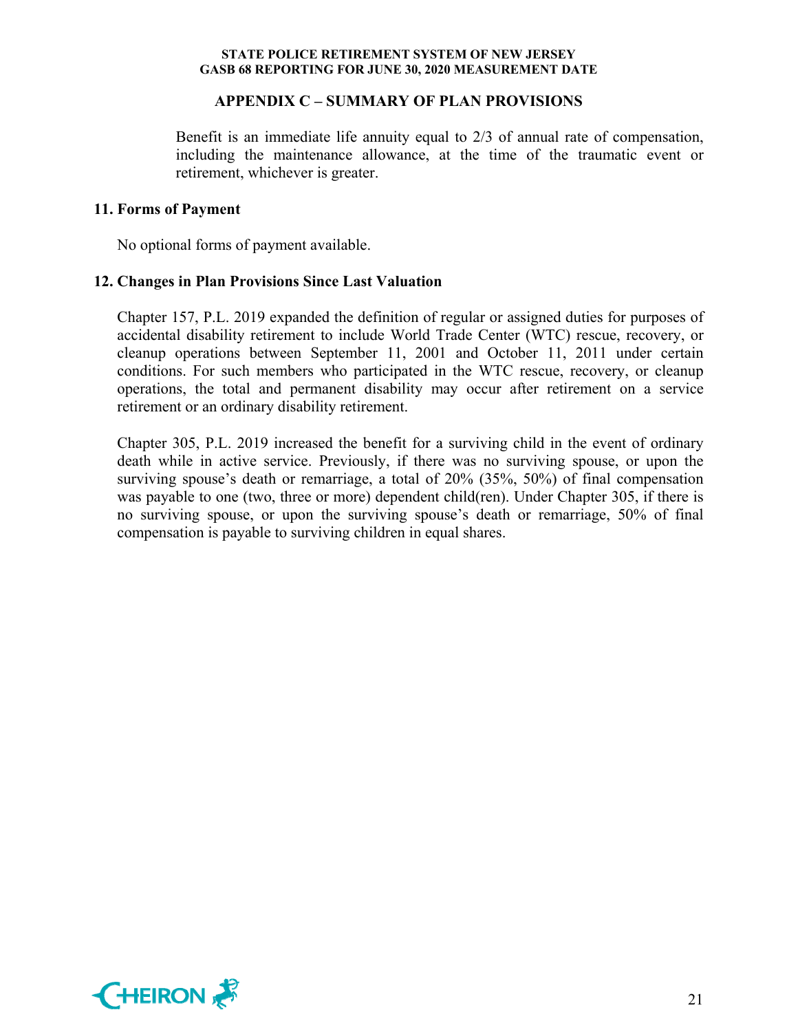## APPENDIX C – SUMMARY OF PLAN PROVISIONS

Benefit is an immediate life annuity equal to 2/3 of annual rate of compensation, including the maintenance allowance, at the time of the traumatic event or retirement, whichever is greater.

### 11. Forms of Payment

No optional forms of payment available.

### 12. Changes in Plan Provisions Since Last Valuation

Chapter 157, P.L. 2019 expanded the definition of regular or assigned duties for purposes of accidental disability retirement to include World Trade Center (WTC) rescue, recovery, or cleanup operations between September 11, 2001 and October 11, 2011 under certain conditions. For such members who participated in the WTC rescue, recovery, or cleanup operations, the total and permanent disability may occur after retirement on a service retirement or an ordinary disability retirement.

Chapter 305, P.L. 2019 increased the benefit for a surviving child in the event of ordinary death while in active service. Previously, if there was no surviving spouse, or upon the surviving spouse's death or remarriage, a total of 20% (35%, 50%) of final compensation was payable to one (two, three or more) dependent child(ren). Under Chapter 305, if there is no surviving spouse, or upon the surviving spouse's death or remarriage, 50% of final compensation is payable to surviving children in equal shares.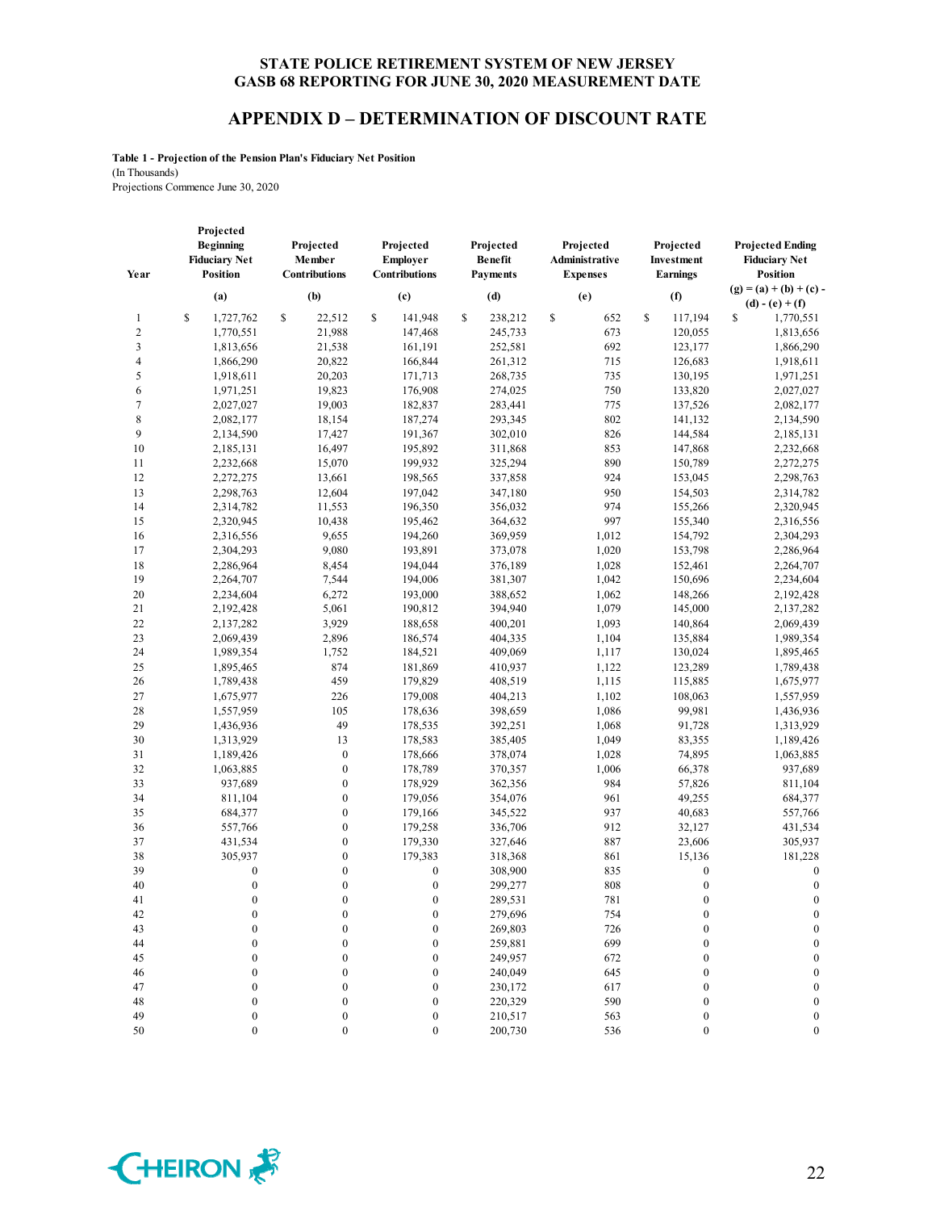# STATE POLICE RETIREMENT SYSTEM OF NEW JERSEY
## GASB 68 REPORTING FOR JUNE 30, 2020 MEASUREMENT DATE

## APPENDIX D – DETERMINATION OF DISCOUNT RATE

**Table 1 - Projection of the Pension Plan's Fiduciary Net Position**
(In Thousands)
Projections Commence June 30, 2020

| Year | Projected Beginning Fiduciary Net Position | Projected Member Contributions | Projected Employer Contributions | Projected Benefit Payments | Projected Administrative Expenses | Projected Investment Earnings | Projected Ending Fiduciary Net Position |
|---|---|---|---|---|---|---|---|
| | (a) | (b) | (c) | (d) | (e) | (f) | (g) = (a) + (b) + (c) - (d) - (e) + (f) |
| 1 | $ 1,727,762 | $ 22,512 | $ 141,948 | $ 238,212 | $ 652 | $ 117,194 | $ 1,770,551 |
| 2 | 1,770,551 | 21,988 | 147,468 | 245,733 | 673 | 120,055 | 1,813,656 |
| 3 | 1,813,656 | 21,538 | 161,191 | 252,581 | 692 | 123,177 | 1,866,290 |
| 4 | 1,866,290 | 20,822 | 166,844 | 261,312 | 715 | 126,683 | 1,918,611 |
| 5 | 1,918,611 | 20,203 | 171,713 | 268,735 | 735 | 130,195 | 1,971,251 |
| 6 | 1,971,251 | 19,823 | 176,908 | 274,025 | 750 | 133,820 | 2,027,027 |
| 7 | 2,027,027 | 19,003 | 182,837 | 283,441 | 775 | 137,526 | 2,082,177 |
| 8 | 2,082,177 | 18,154 | 187,274 | 293,345 | 802 | 141,132 | 2,134,590 |
| 9 | 2,134,590 | 17,427 | 191,367 | 302,010 | 826 | 144,584 | 2,185,131 |
| 10 | 2,185,131 | 16,497 | 195,892 | 311,868 | 853 | 147,868 | 2,232,668 |
| 11 | 2,232,668 | 15,070 | 199,932 | 325,294 | 890 | 150,789 | 2,272,275 |
| 12 | 2,272,275 | 13,661 | 198,565 | 337,858 | 924 | 153,045 | 2,298,763 |
| 13 | 2,298,763 | 12,604 | 197,042 | 347,180 | 950 | 154,503 | 2,314,782 |
| 14 | 2,314,782 | 11,553 | 196,350 | 356,032 | 974 | 155,266 | 2,320,945 |
| 15 | 2,320,945 | 10,438 | 195,462 | 364,632 | 997 | 155,340 | 2,316,556 |
| 16 | 2,316,556 | 9,655 | 194,260 | 369,959 | 1,012 | 154,792 | 2,304,293 |
| 17 | 2,304,293 | 9,080 | 193,891 | 373,078 | 1,020 | 153,798 | 2,286,964 |
| 18 | 2,286,964 | 8,454 | 194,044 | 376,189 | 1,028 | 152,461 | 2,264,707 |
| 19 | 2,264,707 | 7,544 | 194,006 | 381,307 | 1,042 | 150,696 | 2,234,604 |
| 20 | 2,234,604 | 6,272 | 193,000 | 388,652 | 1,062 | 148,266 | 2,192,428 |
| 21 | 2,192,428 | 5,061 | 190,812 | 394,940 | 1,079 | 145,000 | 2,137,282 |
| 22 | 2,137,282 | 3,929 | 188,658 | 400,201 | 1,093 | 140,864 | 2,069,439 |
| 23 | 2,069,439 | 2,896 | 186,574 | 404,335 | 1,104 | 135,884 | 1,989,354 |
| 24 | 1,989,354 | 1,752 | 184,521 | 409,069 | 1,117 | 130,024 | 1,895,465 |
| 25 | 1,895,465 | 874 | 181,869 | 410,937 | 1,122 | 123,289 | 1,789,438 |
| 26 | 1,789,438 | 459 | 179,829 | 408,519 | 1,115 | 115,885 | 1,675,977 |
| 27 | 1,675,977 | 226 | 179,008 | 404,213 | 1,102 | 108,063 | 1,557,959 |
| 28 | 1,557,959 | 105 | 178,636 | 398,659 | 1,086 | 99,981 | 1,436,936 |
| 29 | 1,436,936 | 49 | 178,535 | 392,251 | 1,068 | 91,728 | 1,313,929 |
| 30 | 1,313,929 | 13 | 178,583 | 385,405 | 1,049 | 83,355 | 1,189,426 |
| 31 | 1,189,426 | 0 | 178,666 | 378,074 | 1,028 | 74,895 | 1,063,885 |
| 32 | 1,063,885 | 0 | 178,789 | 370,357 | 1,006 | 66,378 | 937,689 |
| 33 | 937,689 | 0 | 178,929 | 362,356 | 984 | 57,826 | 811,104 |
| 34 | 811,104 | 0 | 179,056 | 354,076 | 961 | 49,255 | 684,377 |
| 35 | 684,377 | 0 | 179,166 | 345,522 | 937 | 40,683 | 557,766 |
| 36 | 557,766 | 0 | 179,258 | 336,706 | 912 | 32,127 | 431,534 |
| 37 | 431,534 | 0 | 179,330 | 327,646 | 887 | 23,606 | 305,937 |
| 38 | 305,937 | 0 | 179,383 | 318,368 | 861 | 15,136 | 181,228 |
| 39 | 0 | 0 | 0 | 308,900 | 835 | 0 | 0 |
| 40 | 0 | 0 | 0 | 299,277 | 808 | 0 | 0 |
| 41 | 0 | 0 | 0 | 289,531 | 781 | 0 | 0 |
| 42 | 0 | 0 | 0 | 279,696 | 754 | 0 | 0 |
| 43 | 0 | 0 | 0 | 269,803 | 726 | 0 | 0 |
| 44 | 0 | 0 | 0 | 259,881 | 699 | 0 | 0 |
| 45 | 0 | 0 | 0 | 249,957 | 672 | 0 | 0 |
| 46 | 0 | 0 | 0 | 240,049 | 645 | 0 | 0 |
| 47 | 0 | 0 | 0 | 230,172 | 617 | 0 | 0 |
| 48 | 0 | 0 | 0 | 220,329 | 590 | 0 | 0 |
| 49 | 0 | 0 | 0 | 210,517 | 563 | 0 | 0 |
| 50 | 0 | 0 | 0 | 200,730 | 536 | 0 | 0 |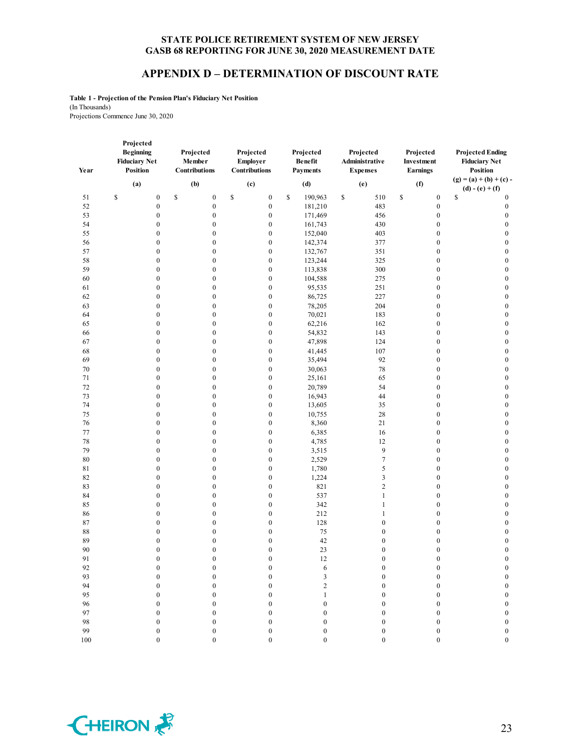# STATE POLICE RETIREMENT SYSTEM OF NEW JERSEY
# GASB 68 REPORTING FOR JUNE 30, 2020 MEASUREMENT DATE

## APPENDIX D – DETERMINATION OF DISCOUNT RATE

**Table 1 - Projection of the Pension Plan's Fiduciary Net Position**
(In Thousands)
Projections Commence June 30, 2020

| Year | Projected Beginning Fiduciary Net Position | Projected Member Contributions | Projected Employer Contributions | Projected Benefit Payments | Projected Administrative Expenses | Projected Investment Earnings | Projected Ending Fiduciary Net Position |
|---|---|---|---|---|---|---|---|
| | (a) | (b) | (c) | (d) | (e) | (f) | (g) = (a) + (b) + (c) - (d) - (e) + (f) |
| 51 | $ 0 | $ 0 | $ 0 | $ 190,963 | $ 510 | $ 0 | $ 0 |
| 52 | 0 | 0 | 0 | 181,210 | 483 | 0 | 0 |
| 53 | 0 | 0 | 0 | 171,469 | 456 | 0 | 0 |
| 54 | 0 | 0 | 0 | 161,743 | 430 | 0 | 0 |
| 55 | 0 | 0 | 0 | 152,040 | 403 | 0 | 0 |
| 56 | 0 | 0 | 0 | 142,374 | 377 | 0 | 0 |
| 57 | 0 | 0 | 0 | 132,767 | 351 | 0 | 0 |
| 58 | 0 | 0 | 0 | 123,244 | 325 | 0 | 0 |
| 59 | 0 | 0 | 0 | 113,838 | 300 | 0 | 0 |
| 60 | 0 | 0 | 0 | 104,588 | 275 | 0 | 0 |
| 61 | 0 | 0 | 0 | 95,535 | 251 | 0 | 0 |
| 62 | 0 | 0 | 0 | 86,725 | 227 | 0 | 0 |
| 63 | 0 | 0 | 0 | 78,205 | 204 | 0 | 0 |
| 64 | 0 | 0 | 0 | 70,021 | 183 | 0 | 0 |
| 65 | 0 | 0 | 0 | 62,216 | 162 | 0 | 0 |
| 66 | 0 | 0 | 0 | 54,832 | 143 | 0 | 0 |
| 67 | 0 | 0 | 0 | 47,898 | 124 | 0 | 0 |
| 68 | 0 | 0 | 0 | 41,445 | 107 | 0 | 0 |
| 69 | 0 | 0 | 0 | 35,494 | 92 | 0 | 0 |
| 70 | 0 | 0 | 0 | 30,063 | 78 | 0 | 0 |
| 71 | 0 | 0 | 0 | 25,161 | 65 | 0 | 0 |
| 72 | 0 | 0 | 0 | 20,789 | 54 | 0 | 0 |
| 73 | 0 | 0 | 0 | 16,943 | 44 | 0 | 0 |
| 74 | 0 | 0 | 0 | 13,605 | 35 | 0 | 0 |
| 75 | 0 | 0 | 0 | 10,755 | 28 | 0 | 0 |
| 76 | 0 | 0 | 0 | 8,360 | 21 | 0 | 0 |
| 77 | 0 | 0 | 0 | 6,385 | 16 | 0 | 0 |
| 78 | 0 | 0 | 0 | 4,785 | 12 | 0 | 0 |
| 79 | 0 | 0 | 0 | 3,515 | 9 | 0 | 0 |
| 80 | 0 | 0 | 0 | 2,529 | 7 | 0 | 0 |
| 81 | 0 | 0 | 0 | 1,780 | 5 | 0 | 0 |
| 82 | 0 | 0 | 0 | 1,224 | 3 | 0 | 0 |
| 83 | 0 | 0 | 0 | 821 | 2 | 0 | 0 |
| 84 | 0 | 0 | 0 | 537 | 1 | 0 | 0 |
| 85 | 0 | 0 | 0 | 342 | 1 | 0 | 0 |
| 86 | 0 | 0 | 0 | 212 | 1 | 0 | 0 |
| 87 | 0 | 0 | 0 | 128 | 0 | 0 | 0 |
| 88 | 0 | 0 | 0 | 75 | 0 | 0 | 0 |
| 89 | 0 | 0 | 0 | 42 | 0 | 0 | 0 |
| 90 | 0 | 0 | 0 | 23 | 0 | 0 | 0 |
| 91 | 0 | 0 | 0 | 12 | 0 | 0 | 0 |
| 92 | 0 | 0 | 0 | 6 | 0 | 0 | 0 |
| 93 | 0 | 0 | 0 | 3 | 0 | 0 | 0 |
| 94 | 0 | 0 | 0 | 2 | 0 | 0 | 0 |
| 95 | 0 | 0 | 0 | 1 | 0 | 0 | 0 |
| 96 | 0 | 0 | 0 | 0 | 0 | 0 | 0 |
| 97 | 0 | 0 | 0 | 0 | 0 | 0 | 0 |
| 98 | 0 | 0 | 0 | 0 | 0 | 0 | 0 |
| 99 | 0 | 0 | 0 | 0 | 0 | 0 | 0 |
| 100 | 0 | 0 | 0 | 0 | 0 | 0 | 0 |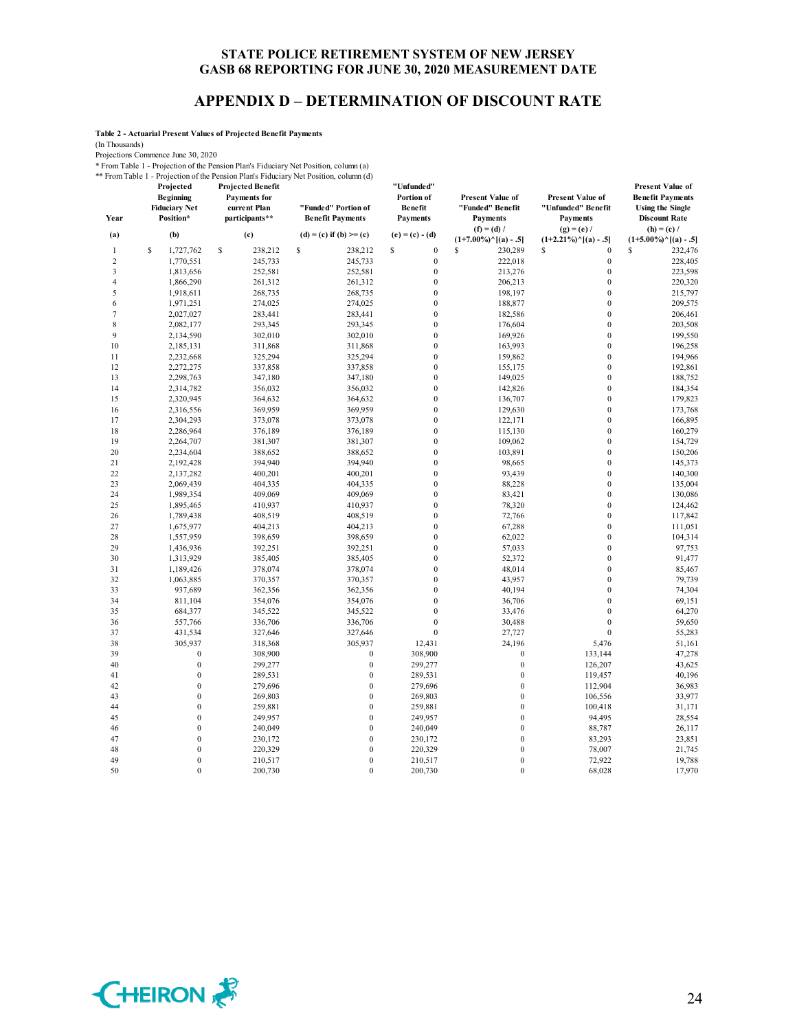## STATE POLICE RETIREMENT SYSTEM OF NEW JERSEY
## GASB 68 REPORTING FOR JUNE 30, 2020 MEASUREMENT DATE

# APPENDIX D – DETERMINATION OF DISCOUNT RATE

**Table 2 - Actuarial Present Values of Projected Benefit Payments**

(In Thousands)

Projections Commence June 30, 2020

\* From Table 1 - Projection of the Pension Plan's Fiduciary Net Position, column (a)

\*\* From Table 1 - Projection of the Pension Plan's Fiduciary Net Position, column (d)

| Year | Projected Beginning Fiduciary Net Position* | Projected Benefit Payments for current Plan participants** | "Funded" Portion of Benefit Payments | "Unfunded" Portion of Benefit Payments | Present Value of "Funded" Benefit Payments | Present Value of "Unfunded" Benefit Payments | Present Value of Benefit Payments Using the Single Discount Rate |
|---|---|---|---|---|---|---|---|
| (a) | (b) | (c) | (d) = (c) if (b) >= (c) | (e) = (c) - (d) | (f) = (d) / (1+7.00%)^[(a) - .5] | (g) = (e) / (1+2.21%)^[(a) - .5] | (h) = (c) / (1+5.00%)^[(a) - .5] |
| 1 | $ 1,727,762 | $ 238,212 | $ 238,212 | $ 0 | $ 230,289 | $ 0 | $ 232,476 |
| 2 | 1,770,551 | 245,733 | 245,733 | 0 | 222,018 | 0 | 228,405 |
| 3 | 1,813,656 | 252,581 | 252,581 | 0 | 213,276 | 0 | 223,598 |
| 4 | 1,866,290 | 261,312 | 261,312 | 0 | 206,213 | 0 | 220,320 |
| 5 | 1,918,611 | 268,735 | 268,735 | 0 | 198,197 | 0 | 215,797 |
| 6 | 1,971,251 | 274,025 | 274,025 | 0 | 188,877 | 0 | 209,575 |
| 7 | 2,027,027 | 283,441 | 283,441 | 0 | 182,586 | 0 | 206,461 |
| 8 | 2,082,177 | 293,345 | 293,345 | 0 | 176,604 | 0 | 203,508 |
| 9 | 2,134,590 | 302,010 | 302,010 | 0 | 169,926 | 0 | 199,550 |
| 10 | 2,185,131 | 311,868 | 311,868 | 0 | 163,993 | 0 | 196,258 |
| 11 | 2,232,668 | 325,294 | 325,294 | 0 | 159,862 | 0 | 194,966 |
| 12 | 2,272,275 | 337,858 | 337,858 | 0 | 155,175 | 0 | 192,861 |
| 13 | 2,298,763 | 347,180 | 347,180 | 0 | 149,025 | 0 | 188,752 |
| 14 | 2,314,782 | 356,032 | 356,032 | 0 | 142,826 | 0 | 184,354 |
| 15 | 2,320,945 | 364,632 | 364,632 | 0 | 136,707 | 0 | 179,823 |
| 16 | 2,316,556 | 369,959 | 369,959 | 0 | 129,630 | 0 | 173,768 |
| 17 | 2,304,293 | 373,078 | 373,078 | 0 | 122,171 | 0 | 166,895 |
| 18 | 2,286,964 | 376,189 | 376,189 | 0 | 115,130 | 0 | 160,279 |
| 19 | 2,264,707 | 381,307 | 381,307 | 0 | 109,062 | 0 | 154,729 |
| 20 | 2,234,604 | 388,652 | 388,652 | 0 | 103,891 | 0 | 150,206 |
| 21 | 2,192,428 | 394,940 | 394,940 | 0 | 98,665 | 0 | 145,373 |
| 22 | 2,137,282 | 400,201 | 400,201 | 0 | 93,439 | 0 | 140,300 |
| 23 | 2,069,439 | 404,335 | 404,335 | 0 | 88,228 | 0 | 135,004 |
| 24 | 1,989,354 | 409,069 | 409,069 | 0 | 83,421 | 0 | 130,086 |
| 25 | 1,895,465 | 410,937 | 410,937 | 0 | 78,320 | 0 | 124,462 |
| 26 | 1,789,438 | 408,519 | 408,519 | 0 | 72,766 | 0 | 117,842 |
| 27 | 1,675,977 | 404,213 | 404,213 | 0 | 67,288 | 0 | 111,051 |
| 28 | 1,557,959 | 398,659 | 398,659 | 0 | 62,022 | 0 | 104,314 |
| 29 | 1,436,936 | 392,251 | 392,251 | 0 | 57,033 | 0 | 97,753 |
| 30 | 1,313,929 | 385,405 | 385,405 | 0 | 52,372 | 0 | 91,477 |
| 31 | 1,189,426 | 378,074 | 378,074 | 0 | 48,014 | 0 | 85,467 |
| 32 | 1,063,885 | 370,357 | 370,357 | 0 | 43,957 | 0 | 79,739 |
| 33 | 937,689 | 362,356 | 362,356 | 0 | 40,194 | 0 | 74,304 |
| 34 | 811,104 | 354,076 | 354,076 | 0 | 36,706 | 0 | 69,151 |
| 35 | 684,377 | 345,522 | 345,522 | 0 | 33,476 | 0 | 64,270 |
| 36 | 557,766 | 336,706 | 336,706 | 0 | 30,488 | 0 | 59,650 |
| 37 | 431,534 | 327,646 | 327,646 | 0 | 27,727 | 0 | 55,283 |
| 38 | 305,937 | 318,368 | 305,937 | 12,431 | 24,196 | 5,476 | 51,161 |
| 39 | 0 | 308,900 | 0 | 308,900 | 0 | 133,144 | 47,278 |
| 40 | 0 | 299,277 | 0 | 299,277 | 0 | 126,207 | 43,625 |
| 41 | 0 | 289,531 | 0 | 289,531 | 0 | 119,457 | 40,196 |
| 42 | 0 | 279,696 | 0 | 279,696 | 0 | 112,904 | 36,983 |
| 43 | 0 | 269,803 | 0 | 269,803 | 0 | 106,556 | 33,977 |
| 44 | 0 | 259,881 | 0 | 259,881 | 0 | 100,418 | 31,171 |
| 45 | 0 | 249,957 | 0 | 249,957 | 0 | 94,495 | 28,554 |
| 46 | 0 | 240,049 | 0 | 240,049 | 0 | 88,787 | 26,117 |
| 47 | 0 | 230,172 | 0 | 230,172 | 0 | 83,293 | 23,851 |
| 48 | 0 | 220,329 | 0 | 220,329 | 0 | 78,007 | 21,745 |
| 49 | 0 | 210,517 | 0 | 210,517 | 0 | 72,922 | 19,788 |
| 50 | 0 | 200,730 | 0 | 200,730 | 0 | 68,028 | 17,970 |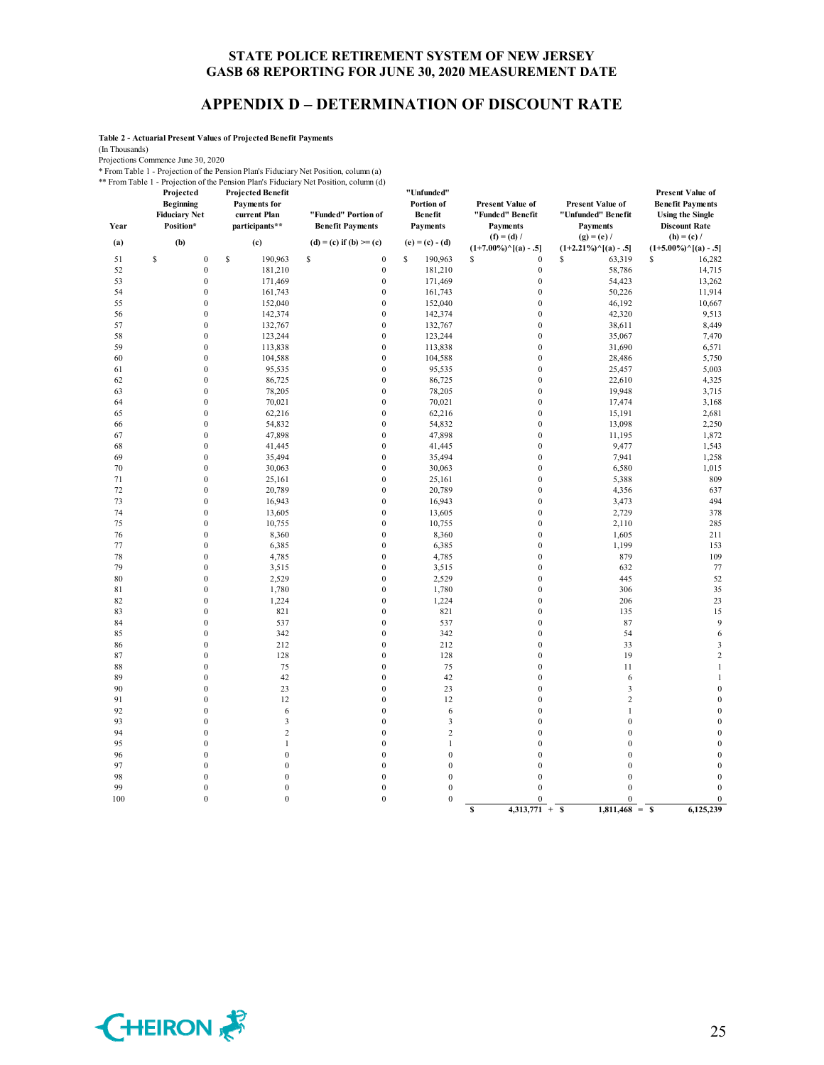# STATE POLICE RETIREMENT SYSTEM OF NEW JERSEY
# GASB 68 REPORTING FOR JUNE 30, 2020 MEASUREMENT DATE

## APPENDIX D – DETERMINATION OF DISCOUNT RATE

**Table 2 - Actuarial Present Values of Projected Benefit Payments**

(In Thousands)

Projections Commence June 30, 2020

\* From Table 1 - Projection of the Pension Plan's Fiduciary Net Position, column (a)

\*\* From Table 1 - Projection of the Pension Plan's Fiduciary Net Position, column (d)

| Year | Projected Beginning Fiduciary Net Position* | Projected Benefit Payments for current Plan participants** | "Funded" Portion of Benefit Payments | "Unfunded" Portion of Benefit Payments | Present Value of "Funded" Benefit Payments | Present Value of "Unfunded" Benefit Payments | Present Value of Benefit Payments Using the Single Discount Rate |
|---|---|---|---|---|---|---|---|
| (a) | (b) | (c) | (d) = (c) if (b) >= (c) | (e) = (c) - (d) | (f) = (d) / (1+7.00%)^[(a) - .5] | (g) = (e) / (1+2.21%)^[(a) - .5] | (h) = (c) / (1+5.00%)^[(a) - .5] |
| 51 | $ 0 | $ 190,963 | $ 0 | $ 190,963 | $ 0 | $ 63,319 | $ 16,282 |
| 52 | 0 | 181,210 | 0 | 181,210 | 0 | 58,786 | 14,715 |
| 53 | 0 | 171,469 | 0 | 171,469 | 0 | 54,423 | 13,262 |
| 54 | 0 | 161,743 | 0 | 161,743 | 0 | 50,226 | 11,914 |
| 55 | 0 | 152,040 | 0 | 152,040 | 0 | 46,192 | 10,667 |
| 56 | 0 | 142,374 | 0 | 142,374 | 0 | 42,320 | 9,513 |
| 57 | 0 | 132,767 | 0 | 132,767 | 0 | 38,611 | 8,449 |
| 58 | 0 | 123,244 | 0 | 123,244 | 0 | 35,067 | 7,470 |
| 59 | 0 | 113,838 | 0 | 113,838 | 0 | 31,690 | 6,571 |
| 60 | 0 | 104,588 | 0 | 104,588 | 0 | 28,486 | 5,750 |
| 61 | 0 | 95,535 | 0 | 95,535 | 0 | 25,457 | 5,003 |
| 62 | 0 | 86,725 | 0 | 86,725 | 0 | 22,610 | 4,325 |
| 63 | 0 | 78,205 | 0 | 78,205 | 0 | 19,948 | 3,715 |
| 64 | 0 | 70,021 | 0 | 70,021 | 0 | 17,474 | 3,168 |
| 65 | 0 | 62,216 | 0 | 62,216 | 0 | 15,191 | 2,681 |
| 66 | 0 | 54,832 | 0 | 54,832 | 0 | 13,098 | 2,250 |
| 67 | 0 | 47,898 | 0 | 47,898 | 0 | 11,195 | 1,872 |
| 68 | 0 | 41,445 | 0 | 41,445 | 0 | 9,477 | 1,543 |
| 69 | 0 | 35,494 | 0 | 35,494 | 0 | 7,941 | 1,258 |
| 70 | 0 | 30,063 | 0 | 30,063 | 0 | 6,580 | 1,015 |
| 71 | 0 | 25,161 | 0 | 25,161 | 0 | 5,388 | 809 |
| 72 | 0 | 20,789 | 0 | 20,789 | 0 | 4,356 | 637 |
| 73 | 0 | 16,943 | 0 | 16,943 | 0 | 3,473 | 494 |
| 74 | 0 | 13,605 | 0 | 13,605 | 0 | 2,729 | 378 |
| 75 | 0 | 10,755 | 0 | 10,755 | 0 | 2,110 | 285 |
| 76 | 0 | 8,360 | 0 | 8,360 | 0 | 1,605 | 211 |
| 77 | 0 | 6,385 | 0 | 6,385 | 0 | 1,199 | 153 |
| 78 | 0 | 4,785 | 0 | 4,785 | 0 | 879 | 109 |
| 79 | 0 | 3,515 | 0 | 3,515 | 0 | 632 | 77 |
| 80 | 0 | 2,529 | 0 | 2,529 | 0 | 445 | 52 |
| 81 | 0 | 1,780 | 0 | 1,780 | 0 | 306 | 35 |
| 82 | 0 | 1,224 | 0 | 1,224 | 0 | 206 | 23 |
| 83 | 0 | 821 | 0 | 821 | 0 | 135 | 15 |
| 84 | 0 | 537 | 0 | 537 | 0 | 87 | 9 |
| 85 | 0 | 342 | 0 | 342 | 0 | 54 | 6 |
| 86 | 0 | 212 | 0 | 212 | 0 | 33 | 3 |
| 87 | 0 | 128 | 0 | 128 | 0 | 19 | 2 |
| 88 | 0 | 75 | 0 | 75 | 0 | 11 | 1 |
| 89 | 0 | 42 | 0 | 42 | 0 | 6 | 1 |
| 90 | 0 | 23 | 0 | 23 | 0 | 3 | 0 |
| 91 | 0 | 12 | 0 | 12 | 0 | 2 | 0 |
| 92 | 0 | 6 | 0 | 6 | 0 | 1 | 0 |
| 93 | 0 | 3 | 0 | 3 | 0 | 0 | 0 |
| 94 | 0 | 2 | 0 | 2 | 0 | 0 | 0 |
| 95 | 0 | 1 | 0 | 1 | 0 | 0 | 0 |
| 96 | 0 | 0 | 0 | 0 | 0 | 0 | 0 |
| 97 | 0 | 0 | 0 | 0 | 0 | 0 | 0 |
| 98 | 0 | 0 | 0 | 0 | 0 | 0 | 0 |
| 99 | 0 | 0 | 0 | 0 | 0 | 0 | 0 |
| 100 | 0 | 0 | 0 | 0 | 0 | 0 | 0 |
| | | | | | **$ 4,313,771** + | **$ 1,811,468** = | **$ 6,125,239** |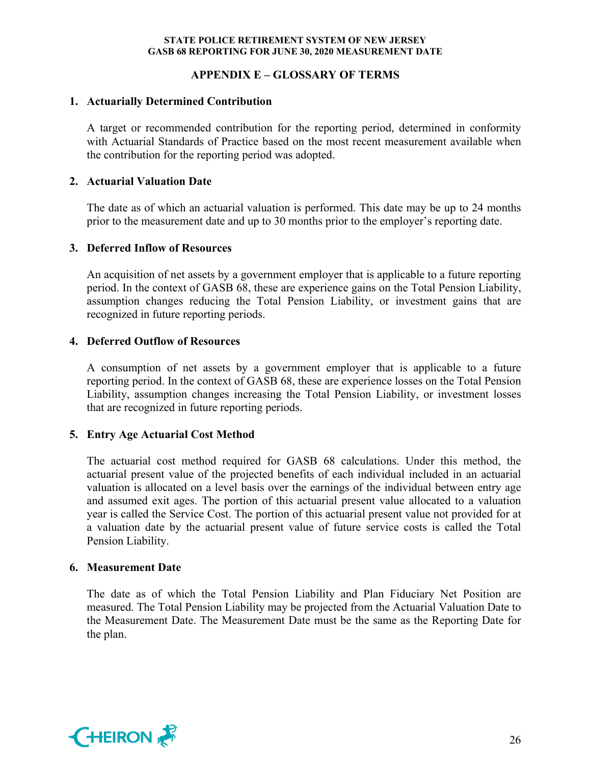## APPENDIX E – GLOSSARY OF TERMS

**1. Actuarially Determined Contribution**

A target or recommended contribution for the reporting period, determined in conformity with Actuarial Standards of Practice based on the most recent measurement available when the contribution for the reporting period was adopted.

**2. Actuarial Valuation Date**

The date as of which an actuarial valuation is performed. This date may be up to 24 months prior to the measurement date and up to 30 months prior to the employer's reporting date.

**3. Deferred Inflow of Resources**

An acquisition of net assets by a government employer that is applicable to a future reporting period. In the context of GASB 68, these are experience gains on the Total Pension Liability, assumption changes reducing the Total Pension Liability, or investment gains that are recognized in future reporting periods.

**4. Deferred Outflow of Resources**

A consumption of net assets by a government employer that is applicable to a future reporting period. In the context of GASB 68, these are experience losses on the Total Pension Liability, assumption changes increasing the Total Pension Liability, or investment losses that are recognized in future reporting periods.

**5. Entry Age Actuarial Cost Method**

The actuarial cost method required for GASB 68 calculations. Under this method, the actuarial present value of the projected benefits of each individual included in an actuarial valuation is allocated on a level basis over the earnings of the individual between entry age and assumed exit ages. The portion of this actuarial present value allocated to a valuation year is called the Service Cost. The portion of this actuarial present value not provided for at a valuation date by the actuarial present value of future service costs is called the Total Pension Liability.

**6. Measurement Date**

The date as of which the Total Pension Liability and Plan Fiduciary Net Position are measured. The Total Pension Liability may be projected from the Actuarial Valuation Date to the Measurement Date. The Measurement Date must be the same as the Reporting Date for the plan.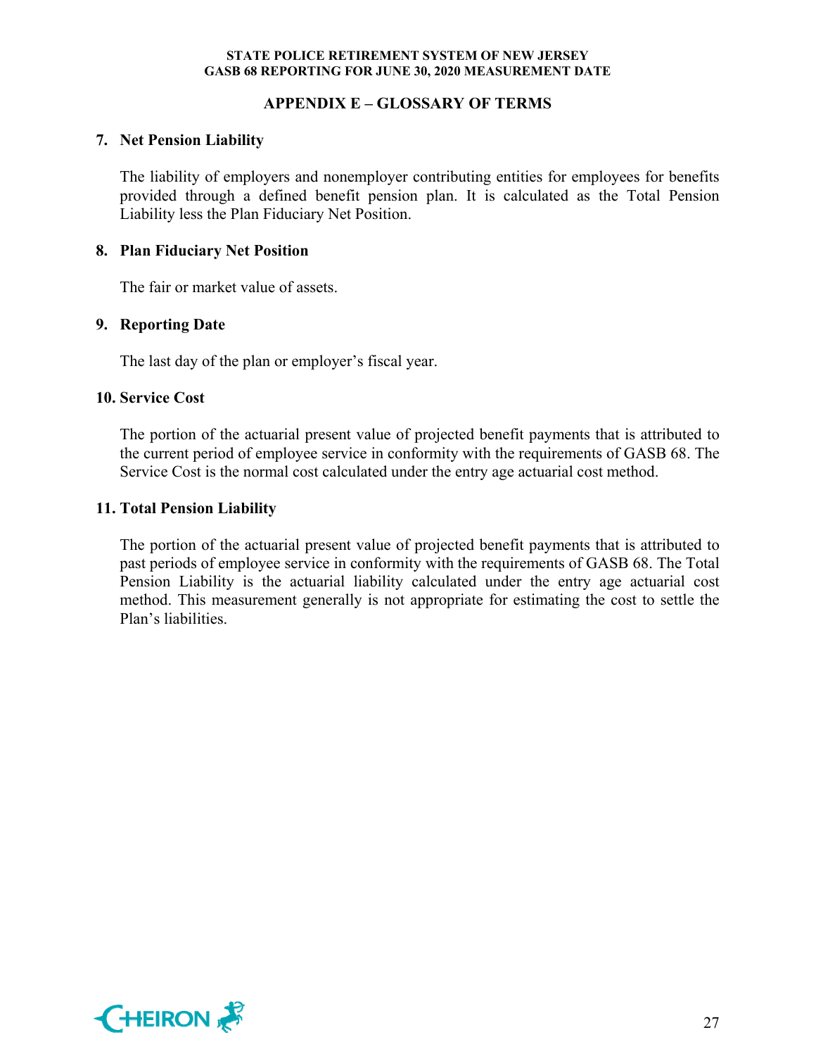## APPENDIX E – GLOSSARY OF TERMS

**7. Net Pension Liability**

The liability of employers and nonemployer contributing entities for employees for benefits provided through a defined benefit pension plan. It is calculated as the Total Pension Liability less the Plan Fiduciary Net Position.

**8. Plan Fiduciary Net Position**

The fair or market value of assets.

**9. Reporting Date**

The last day of the plan or employer's fiscal year.

**10. Service Cost**

The portion of the actuarial present value of projected benefit payments that is attributed to the current period of employee service in conformity with the requirements of GASB 68. The Service Cost is the normal cost calculated under the entry age actuarial cost method.

**11. Total Pension Liability**

The portion of the actuarial present value of projected benefit payments that is attributed to past periods of employee service in conformity with the requirements of GASB 68. The Total Pension Liability is the actuarial liability calculated under the entry age actuarial cost method. This measurement generally is not appropriate for estimating the cost to settle the Plan's liabilities.